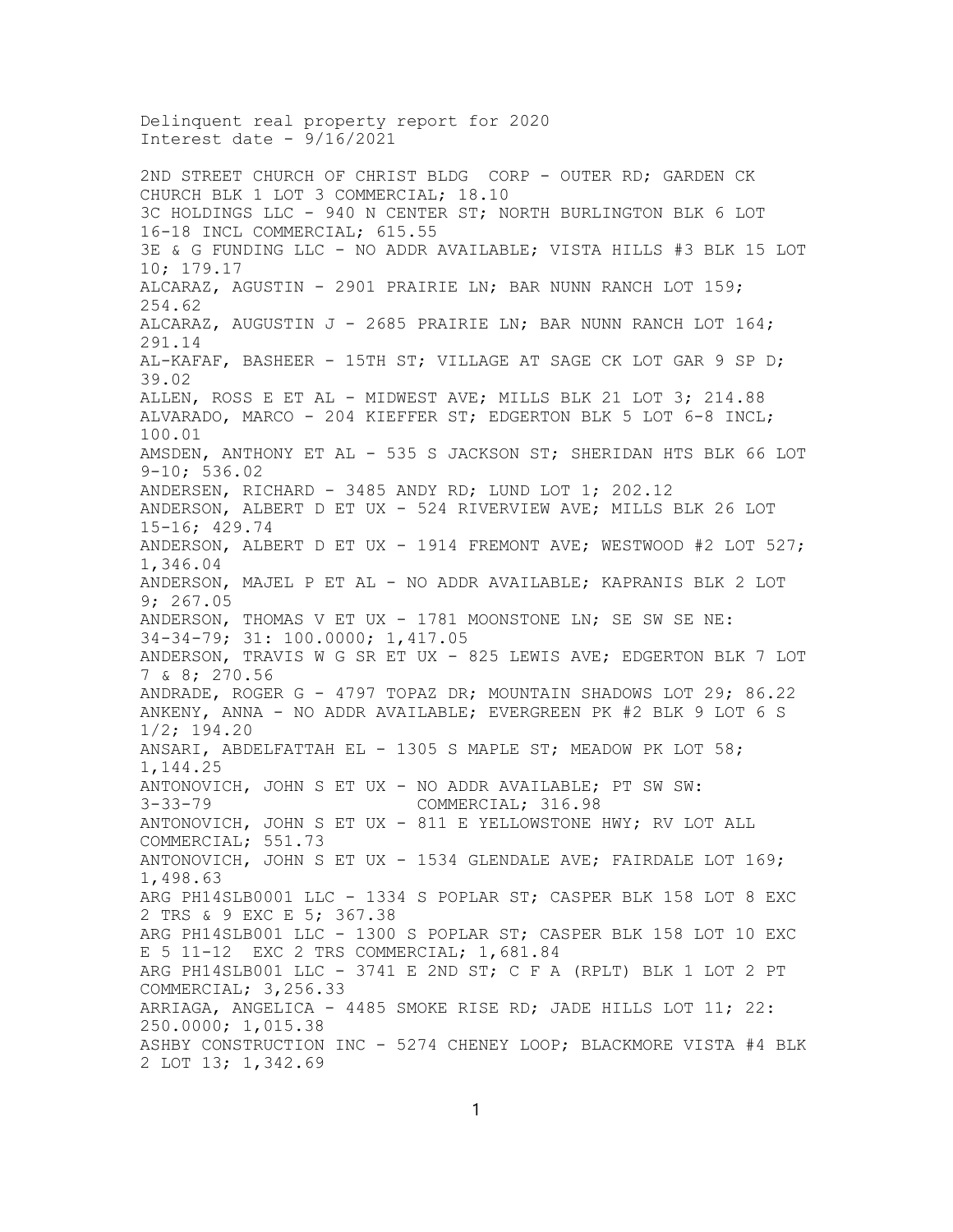Delinquent real property report for 2020
Interest date - 9/16/2021

2ND STREET CHURCH OF CHRIST BLDG CORP - OUTER RD; GARDEN CK CHURCH BLK 1 LOT 3 COMMERCIAL; 18.10
3C HOLDINGS LLC - 940 N CENTER ST; NORTH BURLINGTON BLK 6 LOT 16-18 INCL COMMERCIAL; 615.55
3E & G FUNDING LLC - NO ADDR AVAILABLE; VISTA HILLS #3 BLK 15 LOT 10; 179.17
ALCARAZ, AGUSTIN - 2901 PRAIRIE LN; BAR NUNN RANCH LOT 159; 254.62
ALCARAZ, AUGUSTIN J - 2685 PRAIRIE LN; BAR NUNN RANCH LOT 164; 291.14
AL-KAFAF, BASHEER - 15TH ST; VILLAGE AT SAGE CK LOT GAR 9 SP D; 39.02
ALLEN, ROSS E ET AL - MIDWEST AVE; MILLS BLK 21 LOT 3; 214.88
ALVARADO, MARCO - 204 KIEFFER ST; EDGERTON BLK 5 LOT 6-8 INCL; 100.01
AMSDEN, ANTHONY ET AL - 535 S JACKSON ST; SHERIDAN HTS BLK 66 LOT 9-10; 536.02
ANDERSEN, RICHARD - 3485 ANDY RD; LUND LOT 1; 202.12
ANDERSON, ALBERT D ET UX - 524 RIVERVIEW AVE; MILLS BLK 26 LOT 15-16; 429.74
ANDERSON, ALBERT D ET UX - 1914 FREMONT AVE; WESTWOOD #2 LOT 527; 1,346.04
ANDERSON, MAJEL P ET AL - NO ADDR AVAILABLE; KAPRANIS BLK 2 LOT 9; 267.05
ANDERSON, THOMAS V ET UX - 1781 MOONSTONE LN; SE SW SE NE: 34-34-79; 31: 100.0000; 1,417.05
ANDERSON, TRAVIS W G SR ET UX - 825 LEWIS AVE; EDGERTON BLK 7 LOT 7 & 8; 270.56
ANDRADE, ROGER G - 4797 TOPAZ DR; MOUNTAIN SHADOWS LOT 29; 86.22
ANKENY, ANNA - NO ADDR AVAILABLE; EVERGREEN PK #2 BLK 9 LOT 6 S 1/2; 194.20
ANSARI, ABDELFATTAH EL - 1305 S MAPLE ST; MEADOW PK LOT 58; 1,144.25
ANTONOVICH, JOHN S ET UX - NO ADDR AVAILABLE; PT SW SW: 3-33-79 COMMERCIAL; 316.98
ANTONOVICH, JOHN S ET UX - 811 E YELLOWSTONE HWY; RV LOT ALL COMMERCIAL; 551.73
ANTONOVICH, JOHN S ET UX - 1534 GLENDALE AVE; FAIRDALE LOT 169; 1,498.63
ARG PH14SLB0001 LLC - 1334 S POPLAR ST; CASPER BLK 158 LOT 8 EXC 2 TRS & 9 EXC E 5; 367.38
ARG PH14SLB001 LLC - 1300 S POPLAR ST; CASPER BLK 158 LOT 10 EXC E 5 11-12 EXC 2 TRS COMMERCIAL; 1,681.84
ARG PH14SLB001 LLC - 3741 E 2ND ST; C F A (RPLT) BLK 1 LOT 2 PT COMMERCIAL; 3,256.33
ARRIAGA, ANGELICA - 4485 SMOKE RISE RD; JADE HILLS LOT 11; 22: 250.0000; 1,015.38
ASHBY CONSTRUCTION INC - 5274 CHENEY LOOP; BLACKMORE VISTA #4 BLK 2 LOT 13; 1,342.69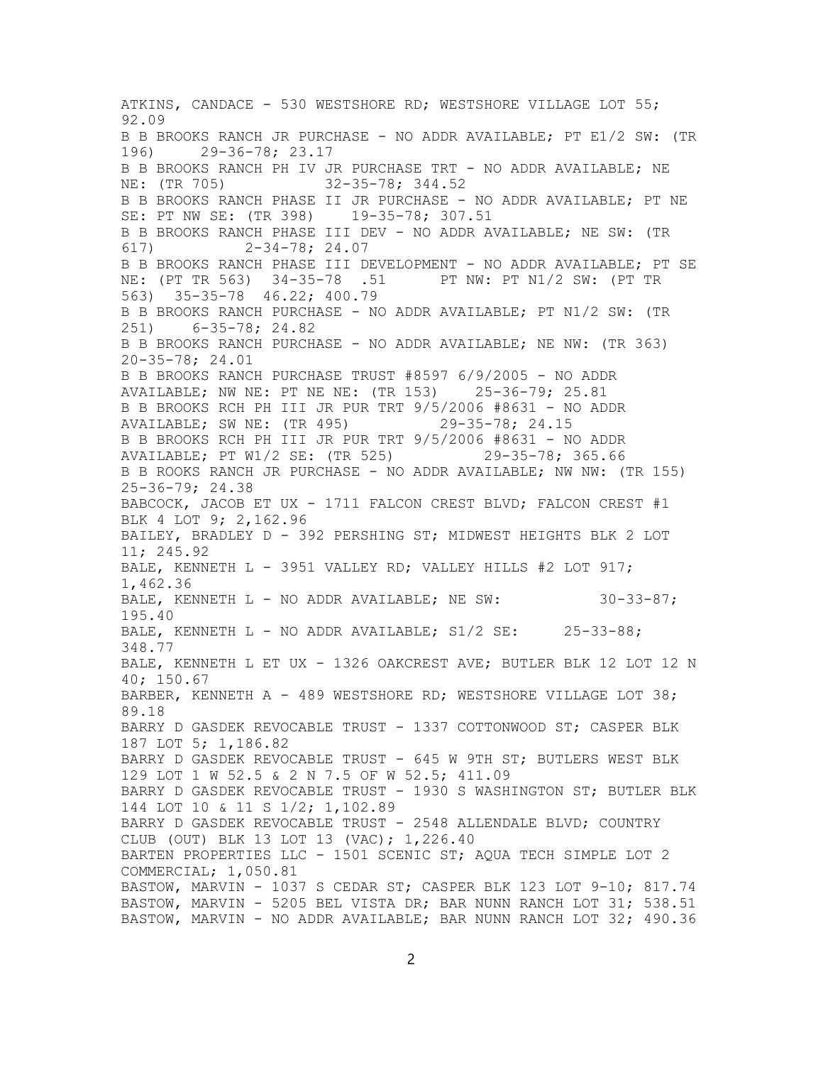ATKINS, CANDACE - 530 WESTSHORE RD; WESTSHORE VILLAGE LOT 55; 92.09

B B BROOKS RANCH JR PURCHASE - NO ADDR AVAILABLE; PT E1/2 SW: (TR 196) 29-36-78; 23.17

B B BROOKS RANCH PH IV JR PURCHASE TRT - NO ADDR AVAILABLE; NE NE: (TR 705) 32-35-78; 344.52

B B BROOKS RANCH PHASE II JR PURCHASE - NO ADDR AVAILABLE; PT NE SE: PT NW SE: (TR 398) 19-35-78; 307.51

B B BROOKS RANCH PHASE III DEV - NO ADDR AVAILABLE; NE SW: (TR 617) 2-34-78; 24.07

B B BROOKS RANCH PHASE III DEVELOPMENT - NO ADDR AVAILABLE; PT SE NE: (PT TR 563) 34-35-78 .51 PT NW: PT N1/2 SW: (PT TR 563) 35-35-78 46.22; 400.79

B B BROOKS RANCH PURCHASE - NO ADDR AVAILABLE; PT N1/2 SW: (TR 251) 6-35-78; 24.82

B B BROOKS RANCH PURCHASE - NO ADDR AVAILABLE; NE NW: (TR 363) 20-35-78; 24.01

B B BROOKS RANCH PURCHASE TRUST #8597 6/9/2005 - NO ADDR AVAILABLE; NW NE: PT NE NE: (TR 153) 25-36-79; 25.81

B B BROOKS RCH PH III JR PUR TRT 9/5/2006 #8631 - NO ADDR AVAILABLE; SW NE: (TR 495) 29-35-78; 24.15

B B BROOKS RCH PH III JR PUR TRT 9/5/2006 #8631 - NO ADDR AVAILABLE; PT W1/2 SE: (TR 525) 29-35-78; 365.66

B B ROOKS RANCH JR PURCHASE - NO ADDR AVAILABLE; NW NW: (TR 155) 25-36-79; 24.38

BABCOCK, JACOB ET UX - 1711 FALCON CREST BLVD; FALCON CREST #1 BLK 4 LOT 9; 2,162.96

BAILEY, BRADLEY D - 392 PERSHING ST; MIDWEST HEIGHTS BLK 2 LOT 11; 245.92

BALE, KENNETH L - 3951 VALLEY RD; VALLEY HILLS #2 LOT 917; 1,462.36

BALE, KENNETH L - NO ADDR AVAILABLE; NE SW: 30-33-87; 195.40

BALE, KENNETH L - NO ADDR AVAILABLE; S1/2 SE: 25-33-88; 348.77

BALE, KENNETH L ET UX - 1326 OAKCREST AVE; BUTLER BLK 12 LOT 12 N 40; 150.67

BARBER, KENNETH A - 489 WESTSHORE RD; WESTSHORE VILLAGE LOT 38; 89.18

BARRY D GASDEK REVOCABLE TRUST - 1337 COTTONWOOD ST; CASPER BLK 187 LOT 5; 1,186.82

BARRY D GASDEK REVOCABLE TRUST - 645 W 9TH ST; BUTLERS WEST BLK 129 LOT 1 W 52.5 & 2 N 7.5 OF W 52.5; 411.09

BARRY D GASDEK REVOCABLE TRUST - 1930 S WASHINGTON ST; BUTLER BLK 144 LOT 10 & 11 S 1/2; 1,102.89

BARRY D GASDEK REVOCABLE TRUST - 2548 ALLENDALE BLVD; COUNTRY CLUB (OUT) BLK 13 LOT 13 (VAC); 1,226.40

BARTEN PROPERTIES LLC - 1501 SCENIC ST; AQUA TECH SIMPLE LOT 2 COMMERCIAL; 1,050.81

BASTOW, MARVIN - 1037 S CEDAR ST; CASPER BLK 123 LOT 9-10; 817.74

BASTOW, MARVIN - 5205 BEL VISTA DR; BAR NUNN RANCH LOT 31; 538.51

BASTOW, MARVIN - NO ADDR AVAILABLE; BAR NUNN RANCH LOT 32; 490.36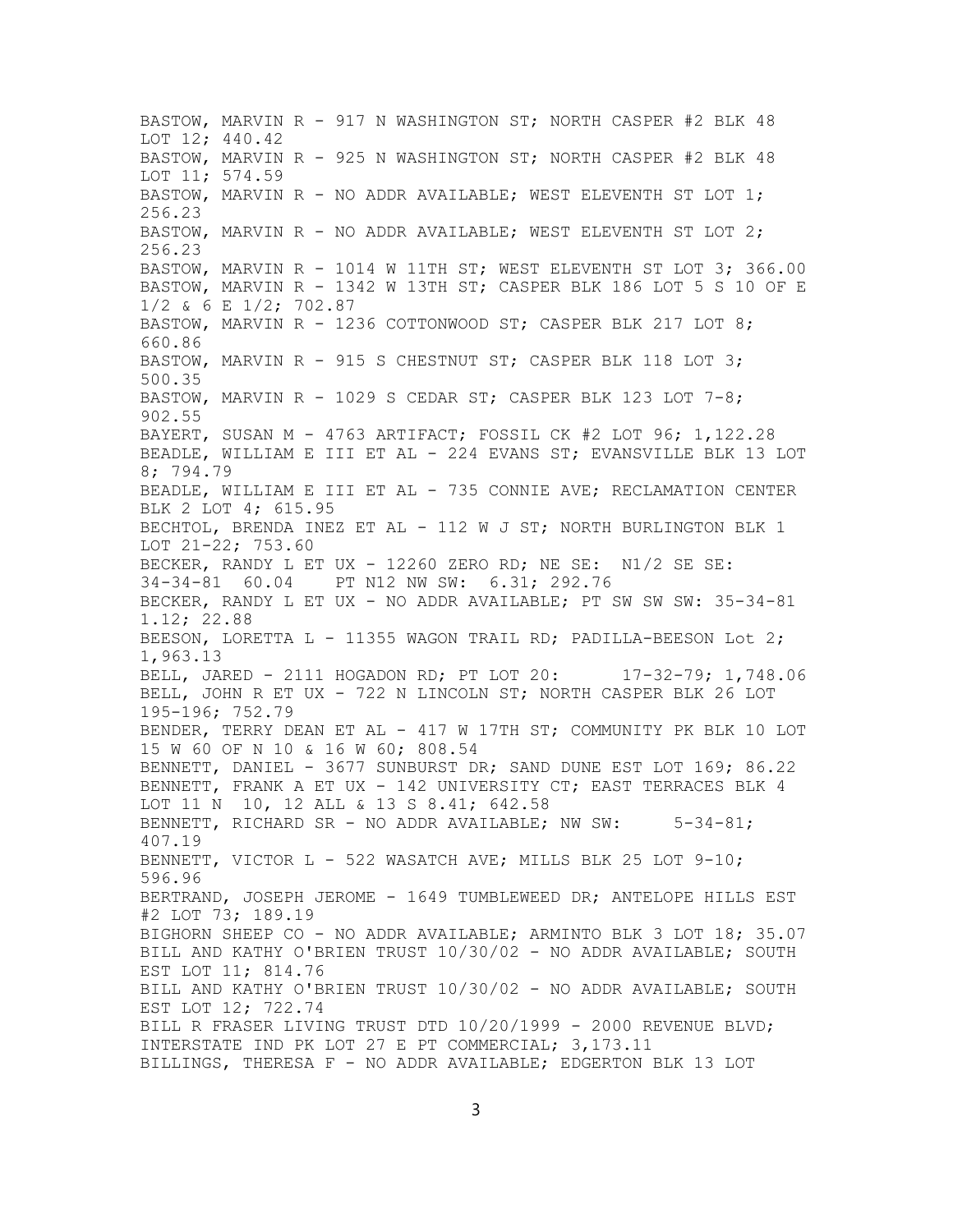BASTOW, MARVIN R - 917 N WASHINGTON ST; NORTH CASPER #2 BLK 48 LOT 12; 440.42
BASTOW, MARVIN R - 925 N WASHINGTON ST; NORTH CASPER #2 BLK 48 LOT 11; 574.59
BASTOW, MARVIN R - NO ADDR AVAILABLE; WEST ELEVENTH ST LOT 1; 256.23
BASTOW, MARVIN R - NO ADDR AVAILABLE; WEST ELEVENTH ST LOT 2; 256.23
BASTOW, MARVIN R - 1014 W 11TH ST; WEST ELEVENTH ST LOT 3; 366.00
BASTOW, MARVIN R - 1342 W 13TH ST; CASPER BLK 186 LOT 5 S 10 OF E 1/2 & 6 E 1/2; 702.87
BASTOW, MARVIN R - 1236 COTTONWOOD ST; CASPER BLK 217 LOT 8; 660.86
BASTOW, MARVIN R - 915 S CHESTNUT ST; CASPER BLK 118 LOT 3; 500.35
BASTOW, MARVIN R - 1029 S CEDAR ST; CASPER BLK 123 LOT 7-8; 902.55
BAYERT, SUSAN M - 4763 ARTIFACT; FOSSIL CK #2 LOT 96; 1,122.28
BEADLE, WILLIAM E III ET AL - 224 EVANS ST; EVANSVILLE BLK 13 LOT 8; 794.79
BEADLE, WILLIAM E III ET AL - 735 CONNIE AVE; RECLAMATION CENTER BLK 2 LOT 4; 615.95
BECHTOL, BRENDA INEZ ET AL - 112 W J ST; NORTH BURLINGTON BLK 1 LOT 21-22; 753.60
BECKER, RANDY L ET UX - 12260 ZERO RD; NE SE: N1/2 SE SE: 34-34-81 60.04 PT N12 NW SW: 6.31; 292.76
BECKER, RANDY L ET UX - NO ADDR AVAILABLE; PT SW SW SW: 35-34-81 1.12; 22.88
BEESON, LORETTA L - 11355 WAGON TRAIL RD; PADILLA-BEESON Lot 2; 1,963.13
BELL, JARED - 2111 HOGADON RD; PT LOT 20: 17-32-79; 1,748.06
BELL, JOHN R ET UX - 722 N LINCOLN ST; NORTH CASPER BLK 26 LOT 195-196; 752.79
BENDER, TERRY DEAN ET AL - 417 W 17TH ST; COMMUNITY PK BLK 10 LOT 15 W 60 OF N 10 & 16 W 60; 808.54
BENNETT, DANIEL - 3677 SUNBURST DR; SAND DUNE EST LOT 169; 86.22
BENNETT, FRANK A ET UX - 142 UNIVERSITY CT; EAST TERRACES BLK 4 LOT 11 N 10, 12 ALL & 13 S 8.41; 642.58
BENNETT, RICHARD SR - NO ADDR AVAILABLE; NW SW: 5-34-81; 407.19
BENNETT, VICTOR L - 522 WASATCH AVE; MILLS BLK 25 LOT 9-10; 596.96
BERTRAND, JOSEPH JEROME - 1649 TUMBLEWEED DR; ANTELOPE HILLS EST #2 LOT 73; 189.19
BIGHORN SHEEP CO - NO ADDR AVAILABLE; ARMINTO BLK 3 LOT 18; 35.07
BILL AND KATHY O'BRIEN TRUST 10/30/02 - NO ADDR AVAILABLE; SOUTH EST LOT 11; 814.76
BILL AND KATHY O'BRIEN TRUST 10/30/02 - NO ADDR AVAILABLE; SOUTH EST LOT 12; 722.74
BILL R FRASER LIVING TRUST DTD 10/20/1999 - 2000 REVENUE BLVD; INTERSTATE IND PK LOT 27 E PT COMMERCIAL; 3,173.11
BILLINGS, THERESA F - NO ADDR AVAILABLE; EDGERTON BLK 13 LOT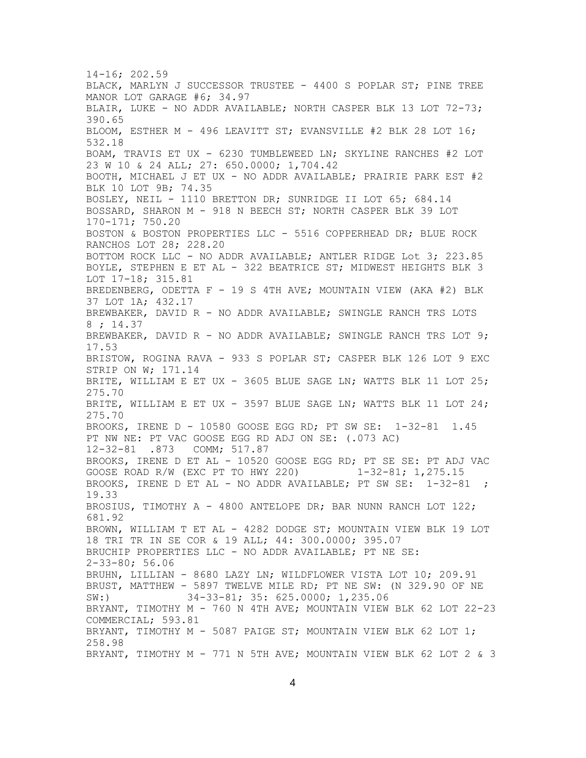14-16; 202.59

BLACK, MARLYN J SUCCESSOR TRUSTEE - 4400 S POPLAR ST; PINE TREE MANOR LOT GARAGE #6; 34.97

BLAIR, LUKE - NO ADDR AVAILABLE; NORTH CASPER BLK 13 LOT 72-73; 390.65

BLOOM, ESTHER M - 496 LEAVITT ST; EVANSVILLE #2 BLK 28 LOT 16; 532.18

BOAM, TRAVIS ET UX - 6230 TUMBLEWEED LN; SKYLINE RANCHES #2 LOT 23 W 10 & 24 ALL; 27: 650.0000; 1,704.42

BOOTH, MICHAEL J ET UX - NO ADDR AVAILABLE; PRAIRIE PARK EST #2 BLK 10 LOT 9B; 74.35

BOSLEY, NEIL - 1110 BRETTON DR; SUNRIDGE II LOT 65; 684.14

BOSSARD, SHARON M - 918 N BEECH ST; NORTH CASPER BLK 39 LOT 170-171; 750.20

BOSTON & BOSTON PROPERTIES LLC - 5516 COPPERHEAD DR; BLUE ROCK RANCHOS LOT 28; 228.20

BOTTOM ROCK LLC - NO ADDR AVAILABLE; ANTLER RIDGE Lot 3; 223.85

BOYLE, STEPHEN E ET AL - 322 BEATRICE ST; MIDWEST HEIGHTS BLK 3 LOT 17-18; 315.81

BREDENBERG, ODETTA F - 19 S 4TH AVE; MOUNTAIN VIEW (AKA #2) BLK 37 LOT 1A; 432.17

BREWBAKER, DAVID R - NO ADDR AVAILABLE; SWINGLE RANCH TRS LOTS 8 ; 14.37

BREWBAKER, DAVID R - NO ADDR AVAILABLE; SWINGLE RANCH TRS LOT 9; 17.53

BRISTOW, ROGINA RAVA - 933 S POPLAR ST; CASPER BLK 126 LOT 9 EXC STRIP ON W; 171.14

BRITE, WILLIAM E ET UX - 3605 BLUE SAGE LN; WATTS BLK 11 LOT 25; 275.70

BRITE, WILLIAM E ET UX - 3597 BLUE SAGE LN; WATTS BLK 11 LOT 24; 275.70

BROOKS, IRENE D - 10580 GOOSE EGG RD; PT SW SE: 1-32-81 1.45 PT NW NE: PT VAC GOOSE EGG RD ADJ ON SE: (.073 AC) 12-32-81 .873 COMM; 517.87

BROOKS, IRENE D ET AL - 10520 GOOSE EGG RD; PT SE SE: PT ADJ VAC GOOSE ROAD R/W (EXC PT TO HWY 220) 1-32-81; 1,275.15

BROOKS, IRENE D ET AL - NO ADDR AVAILABLE; PT SW SE: 1-32-81 ; 19.33

BROSIUS, TIMOTHY A - 4800 ANTELOPE DR; BAR NUNN RANCH LOT 122; 681.92

BROWN, WILLIAM T ET AL - 4282 DODGE ST; MOUNTAIN VIEW BLK 19 LOT 18 TRI TR IN SE COR & 19 ALL; 44: 300.0000; 395.07

BRUCHIP PROPERTIES LLC - NO ADDR AVAILABLE; PT NE SE: 2-33-80; 56.06

BRUHN, LILLIAN - 8680 LAZY LN; WILDFLOWER VISTA LOT 10; 209.91

BRUST, MATTHEW - 5897 TWELVE MILE RD; PT NE SW: (N 329.90 OF NE SW:) 34-33-81; 35: 625.0000; 1,235.06

BRYANT, TIMOTHY M - 760 N 4TH AVE; MOUNTAIN VIEW BLK 62 LOT 22-23 COMMERCIAL; 593.81

BRYANT, TIMOTHY M - 5087 PAIGE ST; MOUNTAIN VIEW BLK 62 LOT 1; 258.98

BRYANT, TIMOTHY M - 771 N 5TH AVE; MOUNTAIN VIEW BLK 62 LOT 2 & 3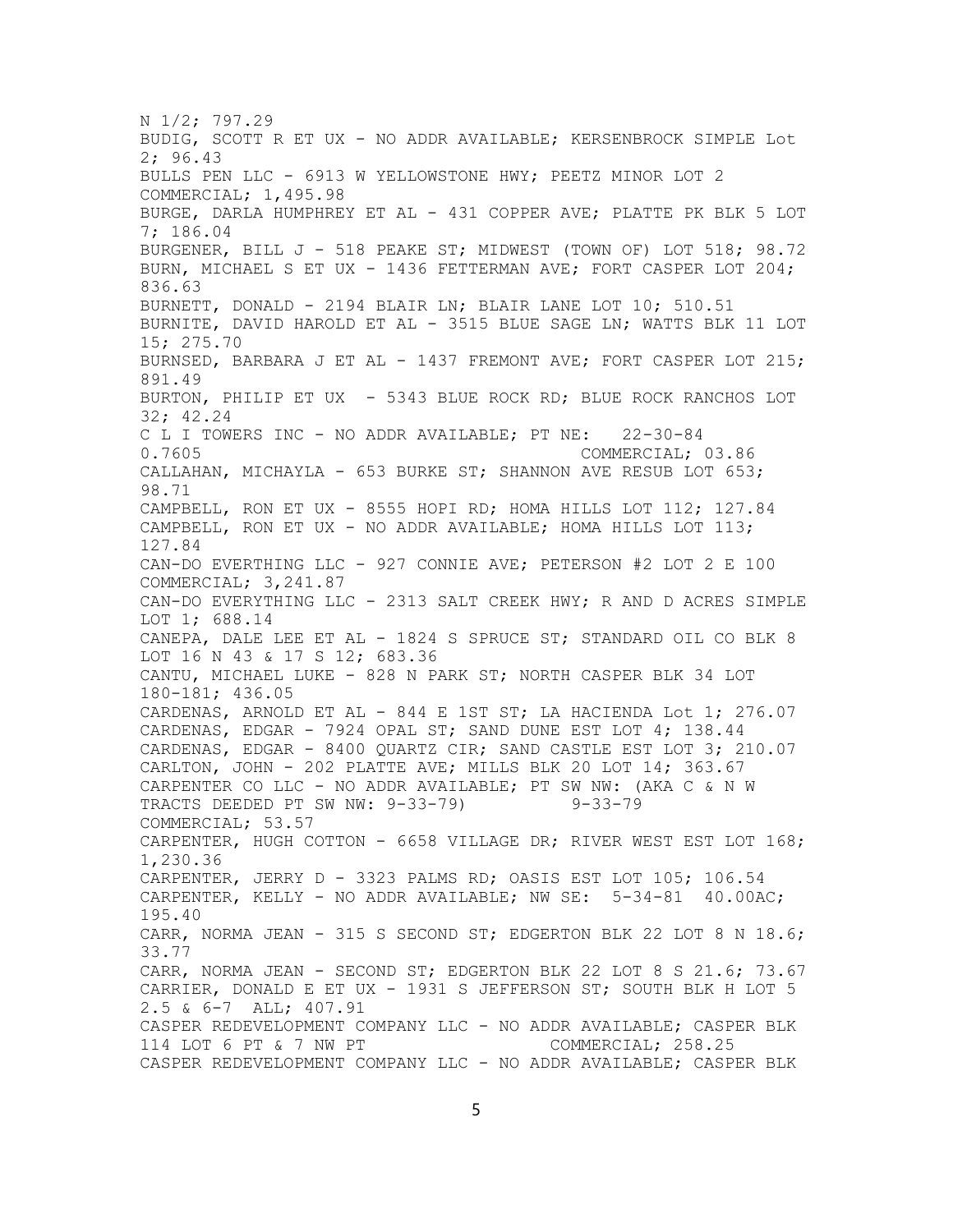N 1/2; 797.29
BUDIG, SCOTT R ET UX - NO ADDR AVAILABLE; KERSENBROCK SIMPLE Lot 2; 96.43
BULLS PEN LLC - 6913 W YELLOWSTONE HWY; PEETZ MINOR LOT 2 COMMERCIAL; 1,495.98
BURGE, DARLA HUMPHREY ET AL - 431 COPPER AVE; PLATTE PK BLK 5 LOT 7; 186.04
BURGENER, BILL J - 518 PEAKE ST; MIDWEST (TOWN OF) LOT 518; 98.72
BURN, MICHAEL S ET UX - 1436 FETTERMAN AVE; FORT CASPER LOT 204; 836.63
BURNETT, DONALD - 2194 BLAIR LN; BLAIR LANE LOT 10; 510.51
BURNITE, DAVID HAROLD ET AL - 3515 BLUE SAGE LN; WATTS BLK 11 LOT 15; 275.70
BURNSED, BARBARA J ET AL - 1437 FREMONT AVE; FORT CASPER LOT 215; 891.49
BURTON, PHILIP ET UX - 5343 BLUE ROCK RD; BLUE ROCK RANCHOS LOT 32; 42.24
C L I TOWERS INC - NO ADDR AVAILABLE; PT NE: 22-30-84 0.7605 COMMERCIAL; 03.86
CALLAHAN, MICHAYLA - 653 BURKE ST; SHANNON AVE RESUB LOT 653; 98.71
CAMPBELL, RON ET UX - 8555 HOPI RD; HOMA HILLS LOT 112; 127.84
CAMPBELL, RON ET UX - NO ADDR AVAILABLE; HOMA HILLS LOT 113; 127.84
CAN-DO EVERTHING LLC - 927 CONNIE AVE; PETERSON #2 LOT 2 E 100 COMMERCIAL; 3,241.87
CAN-DO EVERYTHING LLC - 2313 SALT CREEK HWY; R AND D ACRES SIMPLE LOT 1; 688.14
CANEPA, DALE LEE ET AL - 1824 S SPRUCE ST; STANDARD OIL CO BLK 8 LOT 16 N 43 & 17 S 12; 683.36
CANTU, MICHAEL LUKE - 828 N PARK ST; NORTH CASPER BLK 34 LOT 180-181; 436.05
CARDENAS, ARNOLD ET AL - 844 E 1ST ST; LA HACIENDA Lot 1; 276.07
CARDENAS, EDGAR - 7924 OPAL ST; SAND DUNE EST LOT 4; 138.44
CARDENAS, EDGAR - 8400 QUARTZ CIR; SAND CASTLE EST LOT 3; 210.07
CARLTON, JOHN - 202 PLATTE AVE; MILLS BLK 20 LOT 14; 363.67
CARPENTER CO LLC - NO ADDR AVAILABLE; PT SW NW: (AKA C & N W TRACTS DEEDED PT SW NW: 9-33-79) 9-33-79 COMMERCIAL; 53.57
CARPENTER, HUGH COTTON - 6658 VILLAGE DR; RIVER WEST EST LOT 168; 1,230.36
CARPENTER, JERRY D - 3323 PALMS RD; OASIS EST LOT 105; 106.54
CARPENTER, KELLY - NO ADDR AVAILABLE; NW SE: 5-34-81 40.00AC; 195.40
CARR, NORMA JEAN - 315 S SECOND ST; EDGERTON BLK 22 LOT 8 N 18.6; 33.77
CARR, NORMA JEAN - SECOND ST; EDGERTON BLK 22 LOT 8 S 21.6; 73.67
CARRIER, DONALD E ET UX - 1931 S JEFFERSON ST; SOUTH BLK H LOT 5 2.5 & 6-7 ALL; 407.91
CASPER REDEVELOPMENT COMPANY LLC - NO ADDR AVAILABLE; CASPER BLK 114 LOT 6 PT & 7 NW PT COMMERCIAL; 258.25
CASPER REDEVELOPMENT COMPANY LLC - NO ADDR AVAILABLE; CASPER BLK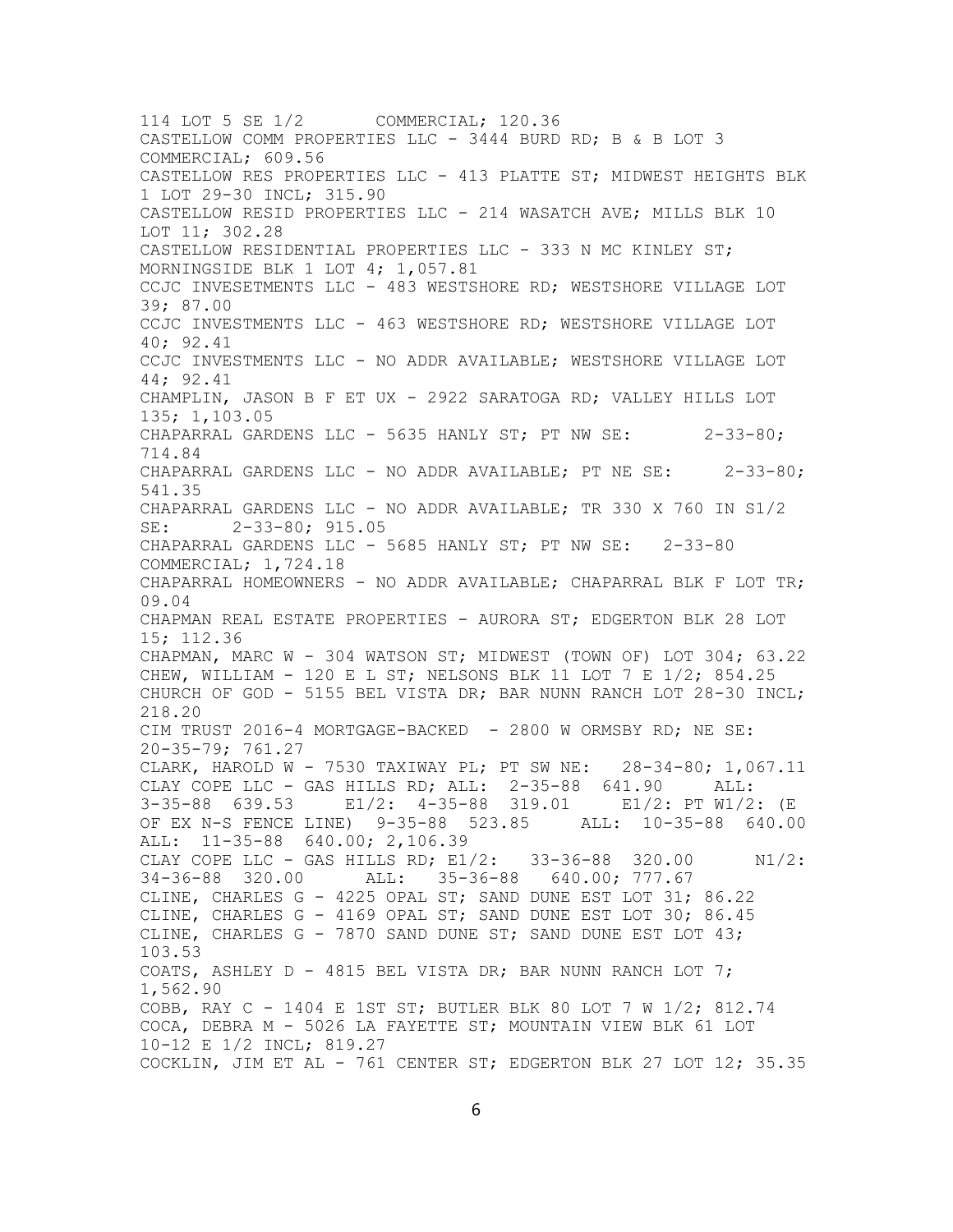114 LOT 5 SE 1/2 COMMERCIAL; 120.36

CASTELLOW COMM PROPERTIES LLC - 3444 BURD RD; B & B LOT 3 COMMERCIAL; 609.56

CASTELLOW RES PROPERTIES LLC - 413 PLATTE ST; MIDWEST HEIGHTS BLK 1 LOT 29-30 INCL; 315.90

CASTELLOW RESID PROPERTIES LLC - 214 WASATCH AVE; MILLS BLK 10 LOT 11; 302.28

CASTELLOW RESIDENTIAL PROPERTIES LLC - 333 N MC KINLEY ST; MORNINGSIDE BLK 1 LOT 4; 1,057.81

CCJC INVESETMENTS LLC - 483 WESTSHORE RD; WESTSHORE VILLAGE LOT 39; 87.00

CCJC INVESTMENTS LLC - 463 WESTSHORE RD; WESTSHORE VILLAGE LOT 40; 92.41

CCJC INVESTMENTS LLC - NO ADDR AVAILABLE; WESTSHORE VILLAGE LOT 44; 92.41

CHAMPLIN, JASON B F ET UX - 2922 SARATOGA RD; VALLEY HILLS LOT 135; 1,103.05

CHAPARRAL GARDENS LLC - 5635 HANLY ST; PT NW SE: 2-33-80; 714.84

CHAPARRAL GARDENS LLC - NO ADDR AVAILABLE; PT NE SE: 2-33-80; 541.35

CHAPARRAL GARDENS LLC - NO ADDR AVAILABLE; TR 330 X 760 IN S1/2 SE: 2-33-80; 915.05

CHAPARRAL GARDENS LLC - 5685 HANLY ST; PT NW SE: 2-33-80 COMMERCIAL; 1,724.18

CHAPARRAL HOMEOWNERS - NO ADDR AVAILABLE; CHAPARRAL BLK F LOT TR; 09.04

CHAPMAN REAL ESTATE PROPERTIES - AURORA ST; EDGERTON BLK 28 LOT 15; 112.36

CHAPMAN, MARC W - 304 WATSON ST; MIDWEST (TOWN OF) LOT 304; 63.22

CHEW, WILLIAM - 120 E L ST; NELSONS BLK 11 LOT 7 E 1/2; 854.25

CHURCH OF GOD - 5155 BEL VISTA DR; BAR NUNN RANCH LOT 28-30 INCL; 218.20

CIM TRUST 2016-4 MORTGAGE-BACKED - 2800 W ORMSBY RD; NE SE: 20-35-79; 761.27

CLARK, HAROLD W - 7530 TAXIWAY PL; PT SW NE: 28-34-80; 1,067.11

CLAY COPE LLC - GAS HILLS RD; ALL: 2-35-88 641.90 ALL: 3-35-88 639.53 E1/2: 4-35-88 319.01 E1/2: PT W1/2: (E OF EX N-S FENCE LINE) 9-35-88 523.85 ALL: 10-35-88 640.00 ALL: 11-35-88 640.00; 2,106.39

CLAY COPE LLC - GAS HILLS RD; E1/2: 33-36-88 320.00 N1/2: 34-36-88 320.00 ALL: 35-36-88 640.00; 777.67

CLINE, CHARLES G - 4225 OPAL ST; SAND DUNE EST LOT 31; 86.22

CLINE, CHARLES G - 4169 OPAL ST; SAND DUNE EST LOT 30; 86.45

CLINE, CHARLES G - 7870 SAND DUNE ST; SAND DUNE EST LOT 43; 103.53

COATS, ASHLEY D - 4815 BEL VISTA DR; BAR NUNN RANCH LOT 7; 1,562.90

COBB, RAY C - 1404 E 1ST ST; BUTLER BLK 80 LOT 7 W 1/2; 812.74

COCA, DEBRA M - 5026 LA FAYETTE ST; MOUNTAIN VIEW BLK 61 LOT 10-12 E 1/2 INCL; 819.27

COCKLIN, JIM ET AL - 761 CENTER ST; EDGERTON BLK 27 LOT 12; 35.35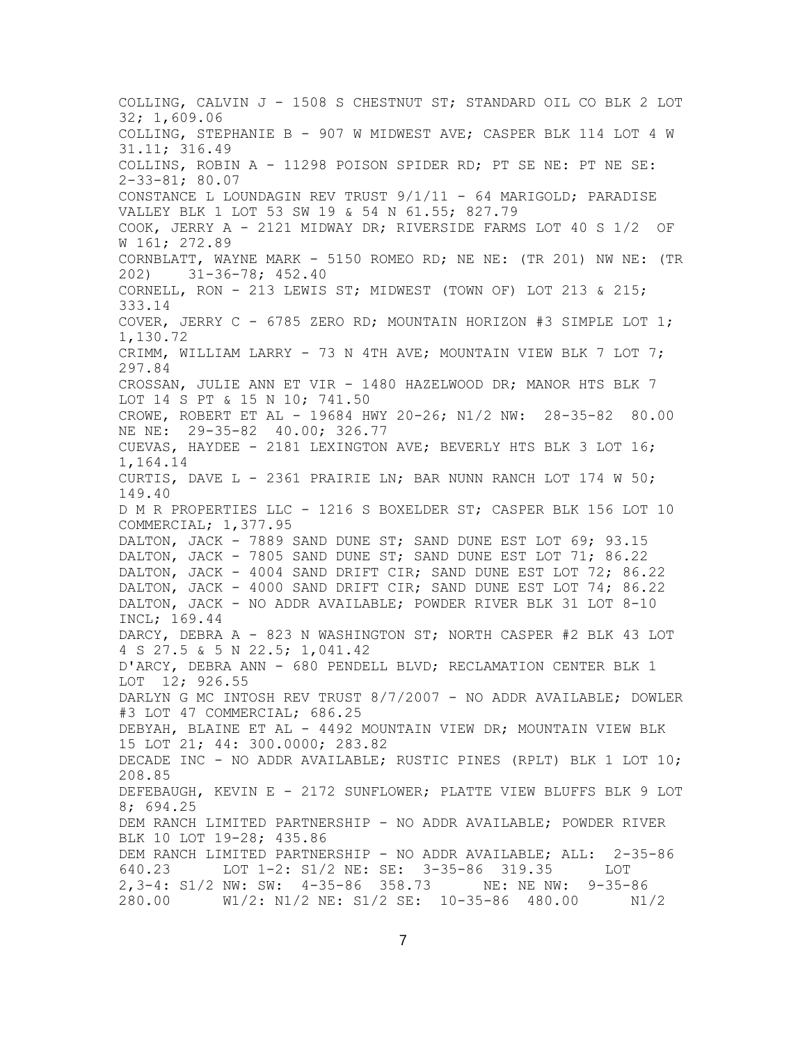COLLING, CALVIN J - 1508 S CHESTNUT ST; STANDARD OIL CO BLK 2 LOT 32; 1,609.06

COLLING, STEPHANIE B - 907 W MIDWEST AVE; CASPER BLK 114 LOT 4 W 31.11; 316.49

COLLINS, ROBIN A - 11298 POISON SPIDER RD; PT SE NE: PT NE SE: 2-33-81; 80.07

CONSTANCE L LOUNDAGIN REV TRUST 9/1/11 - 64 MARIGOLD; PARADISE VALLEY BLK 1 LOT 53 SW 19 & 54 N 61.55; 827.79

COOK, JERRY A - 2121 MIDWAY DR; RIVERSIDE FARMS LOT 40 S 1/2 OF W 161; 272.89

CORNBLATT, WAYNE MARK - 5150 ROMEO RD; NE NE: (TR 201) NW NE: (TR 202) 31-36-78; 452.40

CORNELL, RON - 213 LEWIS ST; MIDWEST (TOWN OF) LOT 213 & 215; 333.14

COVER, JERRY C - 6785 ZERO RD; MOUNTAIN HORIZON #3 SIMPLE LOT 1; 1,130.72

CRIMM, WILLIAM LARRY - 73 N 4TH AVE; MOUNTAIN VIEW BLK 7 LOT 7; 297.84

CROSSAN, JULIE ANN ET VIR - 1480 HAZELWOOD DR; MANOR HTS BLK 7 LOT 14 S PT & 15 N 10; 741.50

CROWE, ROBERT ET AL - 19684 HWY 20-26; N1/2 NW: 28-35-82 80.00 NE NE: 29-35-82 40.00; 326.77

CUEVAS, HAYDEE - 2181 LEXINGTON AVE; BEVERLY HTS BLK 3 LOT 16; 1,164.14

CURTIS, DAVE L - 2361 PRAIRIE LN; BAR NUNN RANCH LOT 174 W 50; 149.40

D M R PROPERTIES LLC - 1216 S BOXELDER ST; CASPER BLK 156 LOT 10 COMMERCIAL; 1,377.95

DALTON, JACK - 7889 SAND DUNE ST; SAND DUNE EST LOT 69; 93.15

DALTON, JACK - 7805 SAND DUNE ST; SAND DUNE EST LOT 71; 86.22

DALTON, JACK - 4004 SAND DRIFT CIR; SAND DUNE EST LOT 72; 86.22

DALTON, JACK - 4000 SAND DRIFT CIR; SAND DUNE EST LOT 74; 86.22

DALTON, JACK - NO ADDR AVAILABLE; POWDER RIVER BLK 31 LOT 8-10 INCL; 169.44

DARCY, DEBRA A - 823 N WASHINGTON ST; NORTH CASPER #2 BLK 43 LOT 4 S 27.5 & 5 N 22.5; 1,041.42

D'ARCY, DEBRA ANN - 680 PENDELL BLVD; RECLAMATION CENTER BLK 1 LOT 12; 926.55

DARLYN G MC INTOSH REV TRUST 8/7/2007 - NO ADDR AVAILABLE; DOWLER #3 LOT 47 COMMERCIAL; 686.25

DEBYAH, BLAINE ET AL - 4492 MOUNTAIN VIEW DR; MOUNTAIN VIEW BLK 15 LOT 21; 44: 300.0000; 283.82

DECADE INC - NO ADDR AVAILABLE; RUSTIC PINES (RPLT) BLK 1 LOT 10; 208.85

DEFEBAUGH, KEVIN E - 2172 SUNFLOWER; PLATTE VIEW BLUFFS BLK 9 LOT 8; 694.25

DEM RANCH LIMITED PARTNERSHIP - NO ADDR AVAILABLE; POWDER RIVER BLK 10 LOT 19-28; 435.86

DEM RANCH LIMITED PARTNERSHIP - NO ADDR AVAILABLE; ALL: 2-35-86 640.23 LOT 1-2: S1/2 NE: SE: 3-35-86 319.35 LOT 2,3-4: S1/2 NW: SW: 4-35-86 358.73 NE: NE NW: 9-35-86 280.00 W1/2: N1/2 NE: S1/2 SE: 10-35-86 480.00 N1/2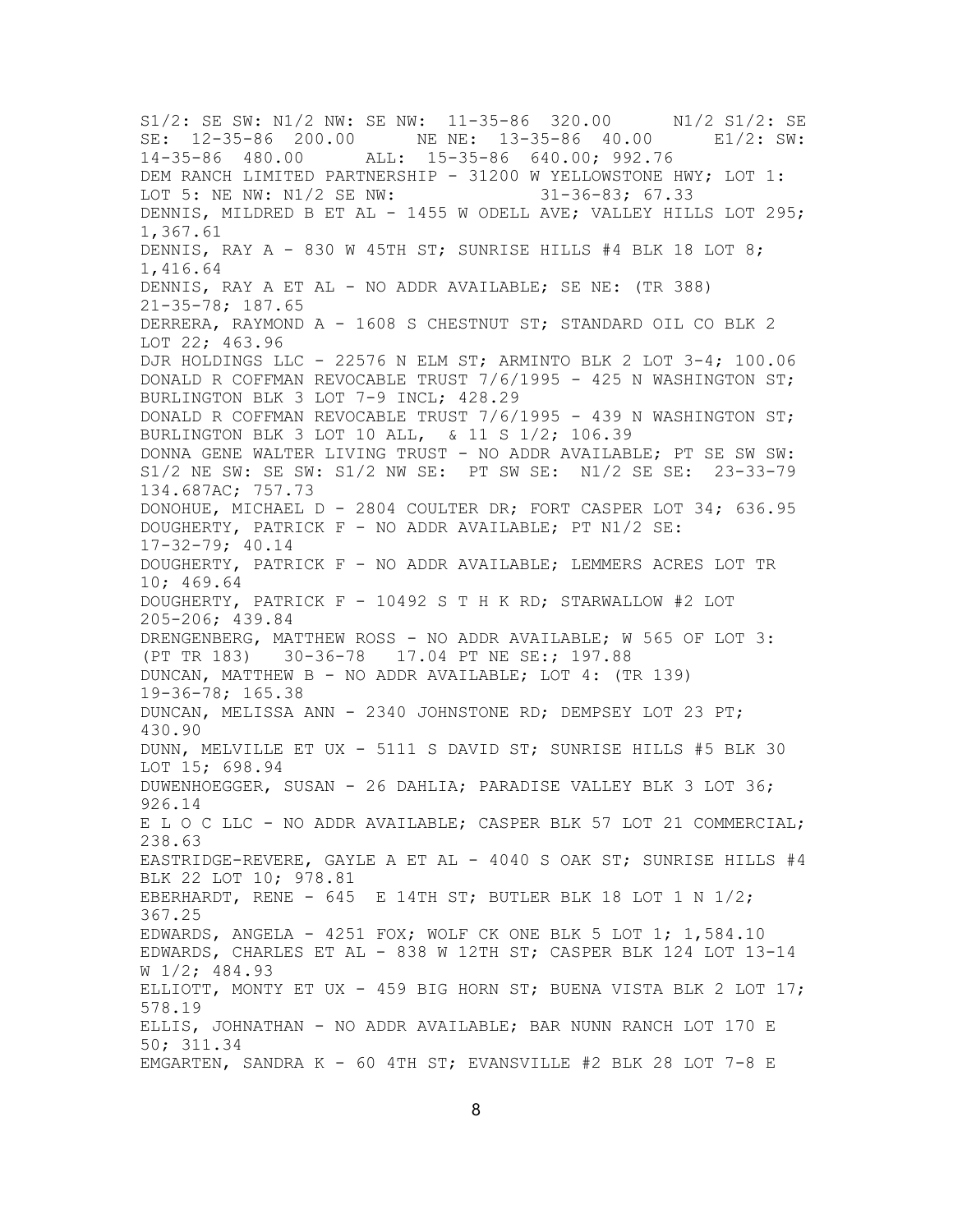S1/2: SE SW: N1/2 NW: SE NW: 11-35-86 320.00 N1/2 S1/2: SE SE: 12-35-86 200.00 NE NE: 13-35-86 40.00 E1/2: SW: 14-35-86 480.00 ALL: 15-35-86 640.00; 992.76

DEM RANCH LIMITED PARTNERSHIP - 31200 W YELLOWSTONE HWY; LOT 1: LOT 5: NE NW: N1/2 SE NW: 31-36-83; 67.33

DENNIS, MILDRED B ET AL - 1455 W ODELL AVE; VALLEY HILLS LOT 295; 1,367.61

DENNIS, RAY A - 830 W 45TH ST; SUNRISE HILLS #4 BLK 18 LOT 8; 1,416.64

DENNIS, RAY A ET AL - NO ADDR AVAILABLE; SE NE: (TR 388) 21-35-78; 187.65

DERRERA, RAYMOND A - 1608 S CHESTNUT ST; STANDARD OIL CO BLK 2 LOT 22; 463.96

DJR HOLDINGS LLC - 22576 N ELM ST; ARMINTO BLK 2 LOT 3-4; 100.06

DONALD R COFFMAN REVOCABLE TRUST 7/6/1995 - 425 N WASHINGTON ST; BURLINGTON BLK 3 LOT 7-9 INCL; 428.29

DONALD R COFFMAN REVOCABLE TRUST 7/6/1995 - 439 N WASHINGTON ST; BURLINGTON BLK 3 LOT 10 ALL, & 11 S 1/2; 106.39

DONNA GENE WALTER LIVING TRUST - NO ADDR AVAILABLE; PT SE SW SW: S1/2 NE SW: SE SW: S1/2 NW SE: PT SW SE: N1/2 SE SE: 23-33-79 134.687AC; 757.73

DONOHUE, MICHAEL D - 2804 COULTER DR; FORT CASPER LOT 34; 636.95

DOUGHERTY, PATRICK F - NO ADDR AVAILABLE; PT N1/2 SE: 17-32-79; 40.14

DOUGHERTY, PATRICK F - NO ADDR AVAILABLE; LEMMERS ACRES LOT TR 10; 469.64

DOUGHERTY, PATRICK F - 10492 S T H K RD; STARWALLOW #2 LOT 205-206; 439.84

DRENGENBERG, MATTHEW ROSS - NO ADDR AVAILABLE; W 565 OF LOT 3: (PT TR 183) 30-36-78 17.04 PT NE SE:; 197.88

DUNCAN, MATTHEW B - NO ADDR AVAILABLE; LOT 4: (TR 139) 19-36-78; 165.38

DUNCAN, MELISSA ANN - 2340 JOHNSTONE RD; DEMPSEY LOT 23 PT; 430.90

DUNN, MELVILLE ET UX - 5111 S DAVID ST; SUNRISE HILLS #5 BLK 30 LOT 15; 698.94

DUWENHOEGGER, SUSAN - 26 DAHLIA; PARADISE VALLEY BLK 3 LOT 36; 926.14

E L O C LLC - NO ADDR AVAILABLE; CASPER BLK 57 LOT 21 COMMERCIAL; 238.63

EASTRIDGE-REVERE, GAYLE A ET AL - 4040 S OAK ST; SUNRISE HILLS #4 BLK 22 LOT 10; 978.81

EBERHARDT, RENE - 645 E 14TH ST; BUTLER BLK 18 LOT 1 N 1/2; 367.25

EDWARDS, ANGELA - 4251 FOX; WOLF CK ONE BLK 5 LOT 1; 1,584.10

EDWARDS, CHARLES ET AL - 838 W 12TH ST; CASPER BLK 124 LOT 13-14 W 1/2; 484.93

ELLIOTT, MONTY ET UX - 459 BIG HORN ST; BUENA VISTA BLK 2 LOT 17; 578.19

ELLIS, JOHNATHAN - NO ADDR AVAILABLE; BAR NUNN RANCH LOT 170 E 50; 311.34

EMGARTEN, SANDRA K - 60 4TH ST; EVANSVILLE #2 BLK 28 LOT 7-8 E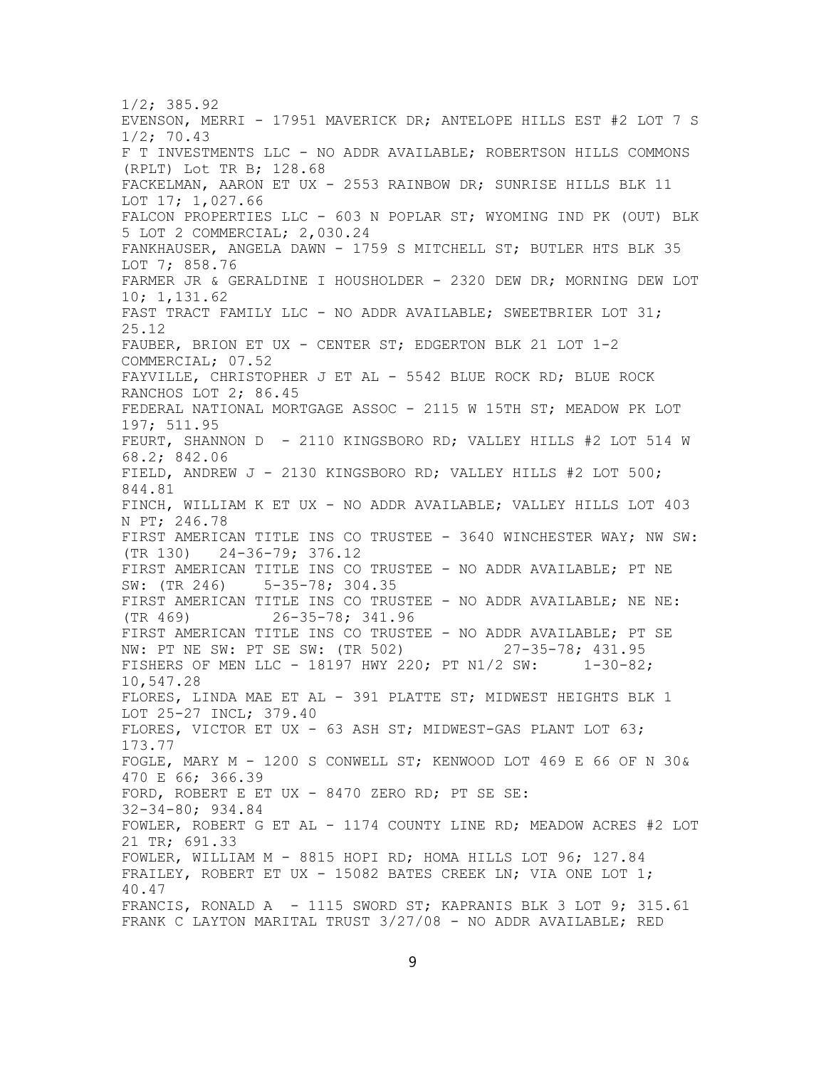1/2; 385.92
EVENSON, MERRI - 17951 MAVERICK DR; ANTELOPE HILLS EST #2 LOT 7 S 1/2; 70.43
F T INVESTMENTS LLC - NO ADDR AVAILABLE; ROBERTSON HILLS COMMONS (RPLT) Lot TR B; 128.68
FACKELMAN, AARON ET UX - 2553 RAINBOW DR; SUNRISE HILLS BLK 11 LOT 17; 1,027.66
FALCON PROPERTIES LLC - 603 N POPLAR ST; WYOMING IND PK (OUT) BLK 5 LOT 2 COMMERCIAL; 2,030.24
FANKHAUSER, ANGELA DAWN - 1759 S MITCHELL ST; BUTLER HTS BLK 35 LOT 7; 858.76
FARMER JR & GERALDINE I HOUSHOLDER - 2320 DEW DR; MORNING DEW LOT 10; 1,131.62
FAST TRACT FAMILY LLC - NO ADDR AVAILABLE; SWEETBRIER LOT 31; 25.12
FAUBER, BRION ET UX - CENTER ST; EDGERTON BLK 21 LOT 1-2 COMMERCIAL; 07.52
FAYVILLE, CHRISTOPHER J ET AL - 5542 BLUE ROCK RD; BLUE ROCK RANCHOS LOT 2; 86.45
FEDERAL NATIONAL MORTGAGE ASSOC - 2115 W 15TH ST; MEADOW PK LOT 197; 511.95
FEURT, SHANNON D - 2110 KINGSBORO RD; VALLEY HILLS #2 LOT 514 W 68.2; 842.06
FIELD, ANDREW J - 2130 KINGSBORO RD; VALLEY HILLS #2 LOT 500; 844.81
FINCH, WILLIAM K ET UX - NO ADDR AVAILABLE; VALLEY HILLS LOT 403 N PT; 246.78
FIRST AMERICAN TITLE INS CO TRUSTEE - 3640 WINCHESTER WAY; NW SW: (TR 130) 24-36-79; 376.12
FIRST AMERICAN TITLE INS CO TRUSTEE - NO ADDR AVAILABLE; PT NE SW: (TR 246) 5-35-78; 304.35
FIRST AMERICAN TITLE INS CO TRUSTEE - NO ADDR AVAILABLE; NE NE: (TR 469) 26-35-78; 341.96
FIRST AMERICAN TITLE INS CO TRUSTEE - NO ADDR AVAILABLE; PT SE NW: PT NE SW: PT SE SW: (TR 502) 27-35-78; 431.95
FISHERS OF MEN LLC - 18197 HWY 220; PT N1/2 SW: 1-30-82; 10,547.28
FLORES, LINDA MAE ET AL - 391 PLATTE ST; MIDWEST HEIGHTS BLK 1 LOT 25-27 INCL; 379.40
FLORES, VICTOR ET UX - 63 ASH ST; MIDWEST-GAS PLANT LOT 63; 173.77
FOGLE, MARY M - 1200 S CONWELL ST; KENWOOD LOT 469 E 66 OF N 30& 470 E 66; 366.39
FORD, ROBERT E ET UX - 8470 ZERO RD; PT SE SE: 32-34-80; 934.84
FOWLER, ROBERT G ET AL - 1174 COUNTY LINE RD; MEADOW ACRES #2 LOT 21 TR; 691.33
FOWLER, WILLIAM M - 8815 HOPI RD; HOMA HILLS LOT 96; 127.84
FRAILEY, ROBERT ET UX - 15082 BATES CREEK LN; VIA ONE LOT 1; 40.47
FRANCIS, RONALD A - 1115 SWORD ST; KAPRANIS BLK 3 LOT 9; 315.61
FRANK C LAYTON MARITAL TRUST 3/27/08 - NO ADDR AVAILABLE; RED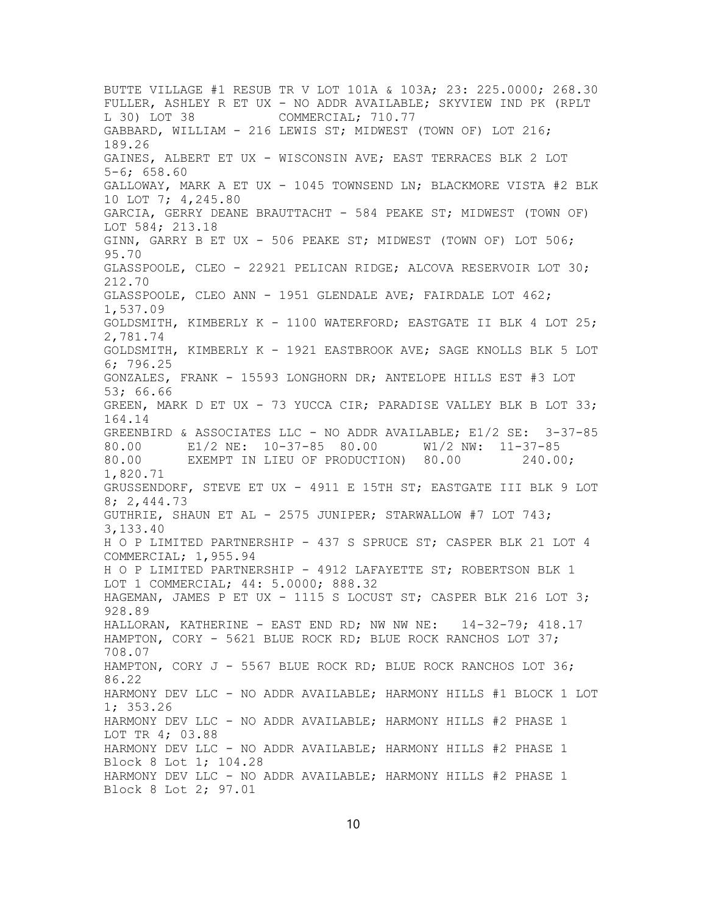BUTTE VILLAGE #1 RESUB TR V LOT 101A & 103A; 23: 225.0000; 268.30

FULLER, ASHLEY R ET UX - NO ADDR AVAILABLE; SKYVIEW IND PK (RPLT L 30) LOT 38 COMMERCIAL; 710.77

GABBARD, WILLIAM - 216 LEWIS ST; MIDWEST (TOWN OF) LOT 216; 189.26

GAINES, ALBERT ET UX - WISCONSIN AVE; EAST TERRACES BLK 2 LOT 5-6; 658.60

GALLOWAY, MARK A ET UX - 1045 TOWNSEND LN; BLACKMORE VISTA #2 BLK 10 LOT 7; 4,245.80

GARCIA, GERRY DEANE BRAUTTACHT - 584 PEAKE ST; MIDWEST (TOWN OF) LOT 584; 213.18

GINN, GARRY B ET UX - 506 PEAKE ST; MIDWEST (TOWN OF) LOT 506; 95.70

GLASSPOOLE, CLEO - 22921 PELICAN RIDGE; ALCOVA RESERVOIR LOT 30; 212.70

GLASSPOOLE, CLEO ANN - 1951 GLENDALE AVE; FAIRDALE LOT 462; 1,537.09

GOLDSMITH, KIMBERLY K - 1100 WATERFORD; EASTGATE II BLK 4 LOT 25; 2,781.74

GOLDSMITH, KIMBERLY K - 1921 EASTBROOK AVE; SAGE KNOLLS BLK 5 LOT 6; 796.25

GONZALES, FRANK - 15593 LONGHORN DR; ANTELOPE HILLS EST #3 LOT 53; 66.66

GREEN, MARK D ET UX - 73 YUCCA CIR; PARADISE VALLEY BLK B LOT 33; 164.14

GREENBIRD & ASSOCIATES LLC - NO ADDR AVAILABLE; E1/2 SE: 3-37-85 80.00 E1/2 NE: 10-37-85 80.00 W1/2 NW: 11-37-85 80.00 EXEMPT IN LIEU OF PRODUCTION) 80.00 240.00; 1,820.71

GRUSSENDORF, STEVE ET UX - 4911 E 15TH ST; EASTGATE III BLK 9 LOT 8; 2,444.73

GUTHRIE, SHAUN ET AL - 2575 JUNIPER; STARWALLOW #7 LOT 743; 3,133.40

H O P LIMITED PARTNERSHIP - 437 S SPRUCE ST; CASPER BLK 21 LOT 4 COMMERCIAL; 1,955.94

H O P LIMITED PARTNERSHIP - 4912 LAFAYETTE ST; ROBERTSON BLK 1 LOT 1 COMMERCIAL; 44: 5.0000; 888.32

HAGEMAN, JAMES P ET UX - 1115 S LOCUST ST; CASPER BLK 216 LOT 3; 928.89

HALLORAN, KATHERINE - EAST END RD; NW NW NE: 14-32-79; 418.17

HAMPTON, CORY - 5621 BLUE ROCK RD; BLUE ROCK RANCHOS LOT 37; 708.07

HAMPTON, CORY J - 5567 BLUE ROCK RD; BLUE ROCK RANCHOS LOT 36; 86.22

HARMONY DEV LLC - NO ADDR AVAILABLE; HARMONY HILLS #1 BLOCK 1 LOT 1; 353.26

HARMONY DEV LLC - NO ADDR AVAILABLE; HARMONY HILLS #2 PHASE 1 LOT TR 4; 03.88

HARMONY DEV LLC - NO ADDR AVAILABLE; HARMONY HILLS #2 PHASE 1 Block 8 Lot 1; 104.28

HARMONY DEV LLC - NO ADDR AVAILABLE; HARMONY HILLS #2 PHASE 1 Block 8 Lot 2; 97.01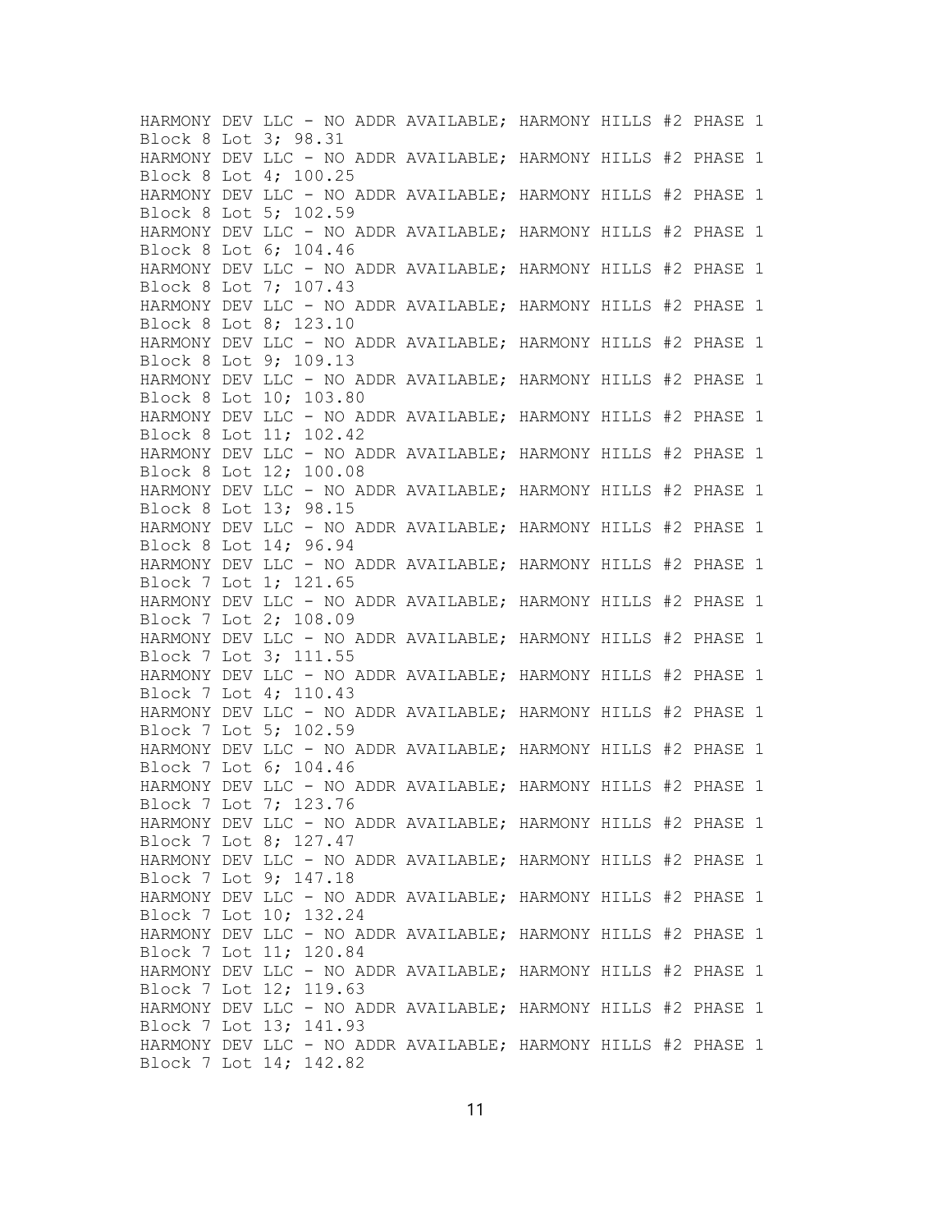HARMONY DEV LLC - NO ADDR AVAILABLE; HARMONY HILLS #2 PHASE 1 Block 8 Lot 3; 98.31
HARMONY DEV LLC - NO ADDR AVAILABLE; HARMONY HILLS #2 PHASE 1 Block 8 Lot 4; 100.25
HARMONY DEV LLC - NO ADDR AVAILABLE; HARMONY HILLS #2 PHASE 1 Block 8 Lot 5; 102.59
HARMONY DEV LLC - NO ADDR AVAILABLE; HARMONY HILLS #2 PHASE 1 Block 8 Lot 6; 104.46
HARMONY DEV LLC - NO ADDR AVAILABLE; HARMONY HILLS #2 PHASE 1 Block 8 Lot 7; 107.43
HARMONY DEV LLC - NO ADDR AVAILABLE; HARMONY HILLS #2 PHASE 1 Block 8 Lot 8; 123.10
HARMONY DEV LLC - NO ADDR AVAILABLE; HARMONY HILLS #2 PHASE 1 Block 8 Lot 9; 109.13
HARMONY DEV LLC - NO ADDR AVAILABLE; HARMONY HILLS #2 PHASE 1 Block 8 Lot 10; 103.80
HARMONY DEV LLC - NO ADDR AVAILABLE; HARMONY HILLS #2 PHASE 1 Block 8 Lot 11; 102.42
HARMONY DEV LLC - NO ADDR AVAILABLE; HARMONY HILLS #2 PHASE 1 Block 8 Lot 12; 100.08
HARMONY DEV LLC - NO ADDR AVAILABLE; HARMONY HILLS #2 PHASE 1 Block 8 Lot 13; 98.15
HARMONY DEV LLC - NO ADDR AVAILABLE; HARMONY HILLS #2 PHASE 1 Block 8 Lot 14; 96.94
HARMONY DEV LLC - NO ADDR AVAILABLE; HARMONY HILLS #2 PHASE 1 Block 7 Lot 1; 121.65
HARMONY DEV LLC - NO ADDR AVAILABLE; HARMONY HILLS #2 PHASE 1 Block 7 Lot 2; 108.09
HARMONY DEV LLC - NO ADDR AVAILABLE; HARMONY HILLS #2 PHASE 1 Block 7 Lot 3; 111.55
HARMONY DEV LLC - NO ADDR AVAILABLE; HARMONY HILLS #2 PHASE 1 Block 7 Lot 4; 110.43
HARMONY DEV LLC - NO ADDR AVAILABLE; HARMONY HILLS #2 PHASE 1 Block 7 Lot 5; 102.59
HARMONY DEV LLC - NO ADDR AVAILABLE; HARMONY HILLS #2 PHASE 1 Block 7 Lot 6; 104.46
HARMONY DEV LLC - NO ADDR AVAILABLE; HARMONY HILLS #2 PHASE 1 Block 7 Lot 7; 123.76
HARMONY DEV LLC - NO ADDR AVAILABLE; HARMONY HILLS #2 PHASE 1 Block 7 Lot 8; 127.47
HARMONY DEV LLC - NO ADDR AVAILABLE; HARMONY HILLS #2 PHASE 1 Block 7 Lot 9; 147.18
HARMONY DEV LLC - NO ADDR AVAILABLE; HARMONY HILLS #2 PHASE 1 Block 7 Lot 10; 132.24
HARMONY DEV LLC - NO ADDR AVAILABLE; HARMONY HILLS #2 PHASE 1 Block 7 Lot 11; 120.84
HARMONY DEV LLC - NO ADDR AVAILABLE; HARMONY HILLS #2 PHASE 1 Block 7 Lot 12; 119.63
HARMONY DEV LLC - NO ADDR AVAILABLE; HARMONY HILLS #2 PHASE 1 Block 7 Lot 13; 141.93
HARMONY DEV LLC - NO ADDR AVAILABLE; HARMONY HILLS #2 PHASE 1 Block 7 Lot 14; 142.82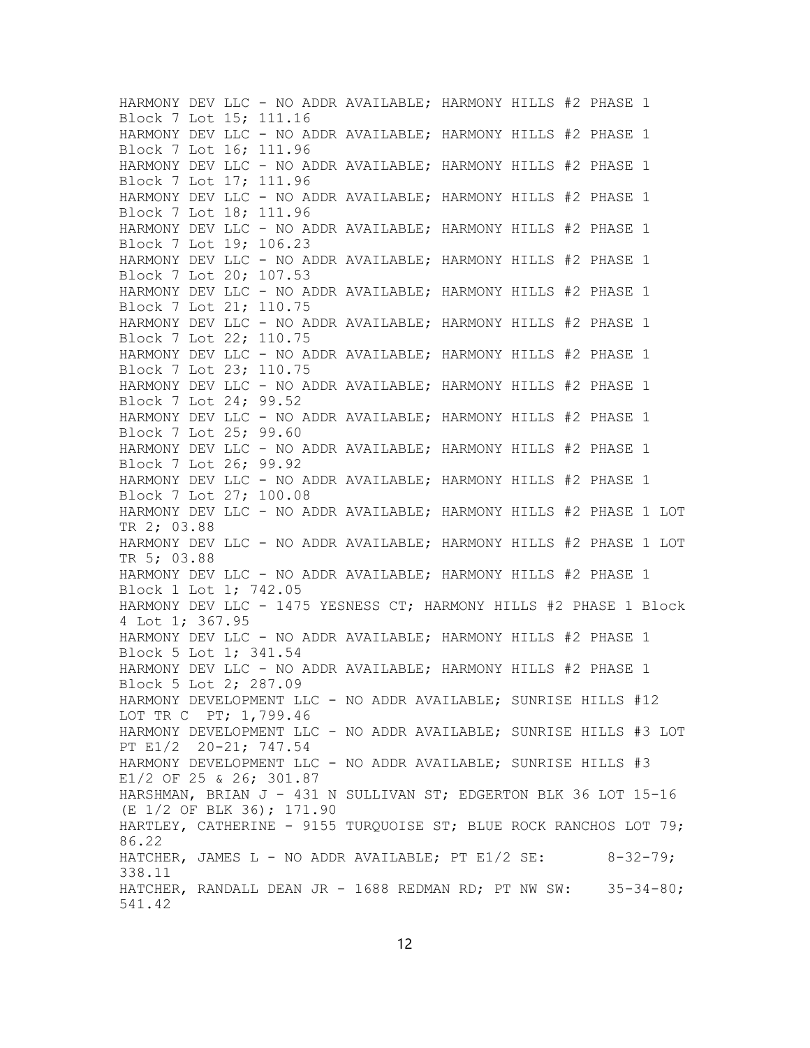HARMONY DEV LLC - NO ADDR AVAILABLE; HARMONY HILLS #2 PHASE 1 Block 7 Lot 15; 111.16
HARMONY DEV LLC - NO ADDR AVAILABLE; HARMONY HILLS #2 PHASE 1 Block 7 Lot 16; 111.96
HARMONY DEV LLC - NO ADDR AVAILABLE; HARMONY HILLS #2 PHASE 1 Block 7 Lot 17; 111.96
HARMONY DEV LLC - NO ADDR AVAILABLE; HARMONY HILLS #2 PHASE 1 Block 7 Lot 18; 111.96
HARMONY DEV LLC - NO ADDR AVAILABLE; HARMONY HILLS #2 PHASE 1 Block 7 Lot 19; 106.23
HARMONY DEV LLC - NO ADDR AVAILABLE; HARMONY HILLS #2 PHASE 1 Block 7 Lot 20; 107.53
HARMONY DEV LLC - NO ADDR AVAILABLE; HARMONY HILLS #2 PHASE 1 Block 7 Lot 21; 110.75
HARMONY DEV LLC - NO ADDR AVAILABLE; HARMONY HILLS #2 PHASE 1 Block 7 Lot 22; 110.75
HARMONY DEV LLC - NO ADDR AVAILABLE; HARMONY HILLS #2 PHASE 1 Block 7 Lot 23; 110.75
HARMONY DEV LLC - NO ADDR AVAILABLE; HARMONY HILLS #2 PHASE 1 Block 7 Lot 24; 99.52
HARMONY DEV LLC - NO ADDR AVAILABLE; HARMONY HILLS #2 PHASE 1 Block 7 Lot 25; 99.60
HARMONY DEV LLC - NO ADDR AVAILABLE; HARMONY HILLS #2 PHASE 1 Block 7 Lot 26; 99.92
HARMONY DEV LLC - NO ADDR AVAILABLE; HARMONY HILLS #2 PHASE 1 Block 7 Lot 27; 100.08
HARMONY DEV LLC - NO ADDR AVAILABLE; HARMONY HILLS #2 PHASE 1 LOT TR 2; 03.88
HARMONY DEV LLC - NO ADDR AVAILABLE; HARMONY HILLS #2 PHASE 1 LOT TR 5; 03.88
HARMONY DEV LLC - NO ADDR AVAILABLE; HARMONY HILLS #2 PHASE 1 Block 1 Lot 1; 742.05
HARMONY DEV LLC - 1475 YESNESS CT; HARMONY HILLS #2 PHASE 1 Block 4 Lot 1; 367.95
HARMONY DEV LLC - NO ADDR AVAILABLE; HARMONY HILLS #2 PHASE 1 Block 5 Lot 1; 341.54
HARMONY DEV LLC - NO ADDR AVAILABLE; HARMONY HILLS #2 PHASE 1 Block 5 Lot 2; 287.09
HARMONY DEVELOPMENT LLC - NO ADDR AVAILABLE; SUNRISE HILLS #12 LOT TR C PT; 1,799.46
HARMONY DEVELOPMENT LLC - NO ADDR AVAILABLE; SUNRISE HILLS #3 LOT PT E1/2 20-21; 747.54
HARMONY DEVELOPMENT LLC - NO ADDR AVAILABLE; SUNRISE HILLS #3 E1/2 OF 25 & 26; 301.87
HARSHMAN, BRIAN J - 431 N SULLIVAN ST; EDGERTON BLK 36 LOT 15-16 (E 1/2 OF BLK 36); 171.90
HARTLEY, CATHERINE - 9155 TURQUOISE ST; BLUE ROCK RANCHOS LOT 79; 86.22
HATCHER, JAMES L - NO ADDR AVAILABLE; PT E1/2 SE: 8-32-79; 338.11
HATCHER, RANDALL DEAN JR - 1688 REDMAN RD; PT NW SW: 35-34-80; 541.42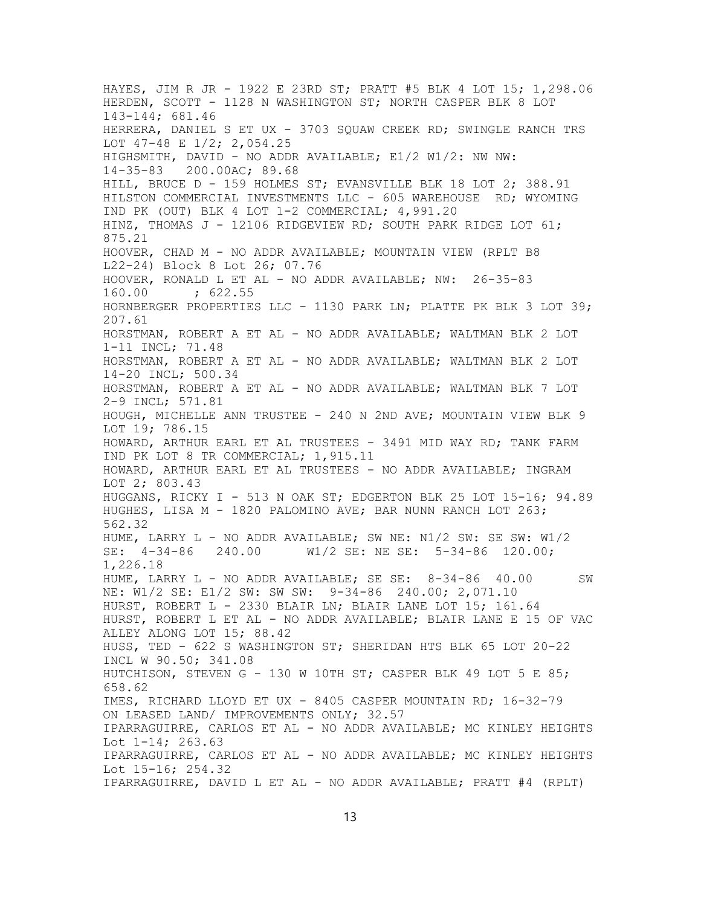HAYES, JIM R JR - 1922 E 23RD ST; PRATT #5 BLK 4 LOT 15; 1,298.06
HERDEN, SCOTT - 1128 N WASHINGTON ST; NORTH CASPER BLK 8 LOT 143-144; 681.46
HERRERA, DANIEL S ET UX - 3703 SQUAW CREEK RD; SWINGLE RANCH TRS LOT 47-48 E 1/2; 2,054.25
HIGHSMITH, DAVID - NO ADDR AVAILABLE; E1/2 W1/2: NW NW: 14-35-83 200.00AC; 89.68
HILL, BRUCE D - 159 HOLMES ST; EVANSVILLE BLK 18 LOT 2; 388.91
HILSTON COMMERCIAL INVESTMENTS LLC - 605 WAREHOUSE RD; WYOMING IND PK (OUT) BLK 4 LOT 1-2 COMMERCIAL; 4,991.20
HINZ, THOMAS J - 12106 RIDGEVIEW RD; SOUTH PARK RIDGE LOT 61; 875.21
HOOVER, CHAD M - NO ADDR AVAILABLE; MOUNTAIN VIEW (RPLT B8 L22-24) Block 8 Lot 26; 07.76
HOOVER, RONALD L ET AL - NO ADDR AVAILABLE; NW: 26-35-83 160.00 ; 622.55
HORNBERGER PROPERTIES LLC - 1130 PARK LN; PLATTE PK BLK 3 LOT 39; 207.61
HORSTMAN, ROBERT A ET AL - NO ADDR AVAILABLE; WALTMAN BLK 2 LOT 1-11 INCL; 71.48
HORSTMAN, ROBERT A ET AL - NO ADDR AVAILABLE; WALTMAN BLK 2 LOT 14-20 INCL; 500.34
HORSTMAN, ROBERT A ET AL - NO ADDR AVAILABLE; WALTMAN BLK 7 LOT 2-9 INCL; 571.81
HOUGH, MICHELLE ANN TRUSTEE - 240 N 2ND AVE; MOUNTAIN VIEW BLK 9 LOT 19; 786.15
HOWARD, ARTHUR EARL ET AL TRUSTEES - 3491 MID WAY RD; TANK FARM IND PK LOT 8 TR COMMERCIAL; 1,915.11
HOWARD, ARTHUR EARL ET AL TRUSTEES - NO ADDR AVAILABLE; INGRAM LOT 2; 803.43
HUGGANS, RICKY I - 513 N OAK ST; EDGERTON BLK 25 LOT 15-16; 94.89
HUGHES, LISA M - 1820 PALOMINO AVE; BAR NUNN RANCH LOT 263; 562.32
HUME, LARRY L - NO ADDR AVAILABLE; SW NE: N1/2 SW: SE SW: W1/2 SE: 4-34-86 240.00 W1/2 SE: NE SE: 5-34-86 120.00; 1,226.18
HUME, LARRY L - NO ADDR AVAILABLE; SE SE: 8-34-86 40.00 SW NE: W1/2 SE: E1/2 SW: SW SW: 9-34-86 240.00; 2,071.10
HURST, ROBERT L - 2330 BLAIR LN; BLAIR LANE LOT 15; 161.64
HURST, ROBERT L ET AL - NO ADDR AVAILABLE; BLAIR LANE E 15 OF VAC ALLEY ALONG LOT 15; 88.42
HUSS, TED - 622 S WASHINGTON ST; SHERIDAN HTS BLK 65 LOT 20-22 INCL W 90.50; 341.08
HUTCHISON, STEVEN G - 130 W 10TH ST; CASPER BLK 49 LOT 5 E 85; 658.62
IMES, RICHARD LLOYD ET UX - 8405 CASPER MOUNTAIN RD; 16-32-79 ON LEASED LAND/ IMPROVEMENTS ONLY; 32.57
IPARRAGUIRRE, CARLOS ET AL - NO ADDR AVAILABLE; MC KINLEY HEIGHTS Lot 1-14; 263.63
IPARRAGUIRRE, CARLOS ET AL - NO ADDR AVAILABLE; MC KINLEY HEIGHTS Lot 15-16; 254.32
IPARRAGUIRRE, DAVID L ET AL - NO ADDR AVAILABLE; PRATT #4 (RPLT)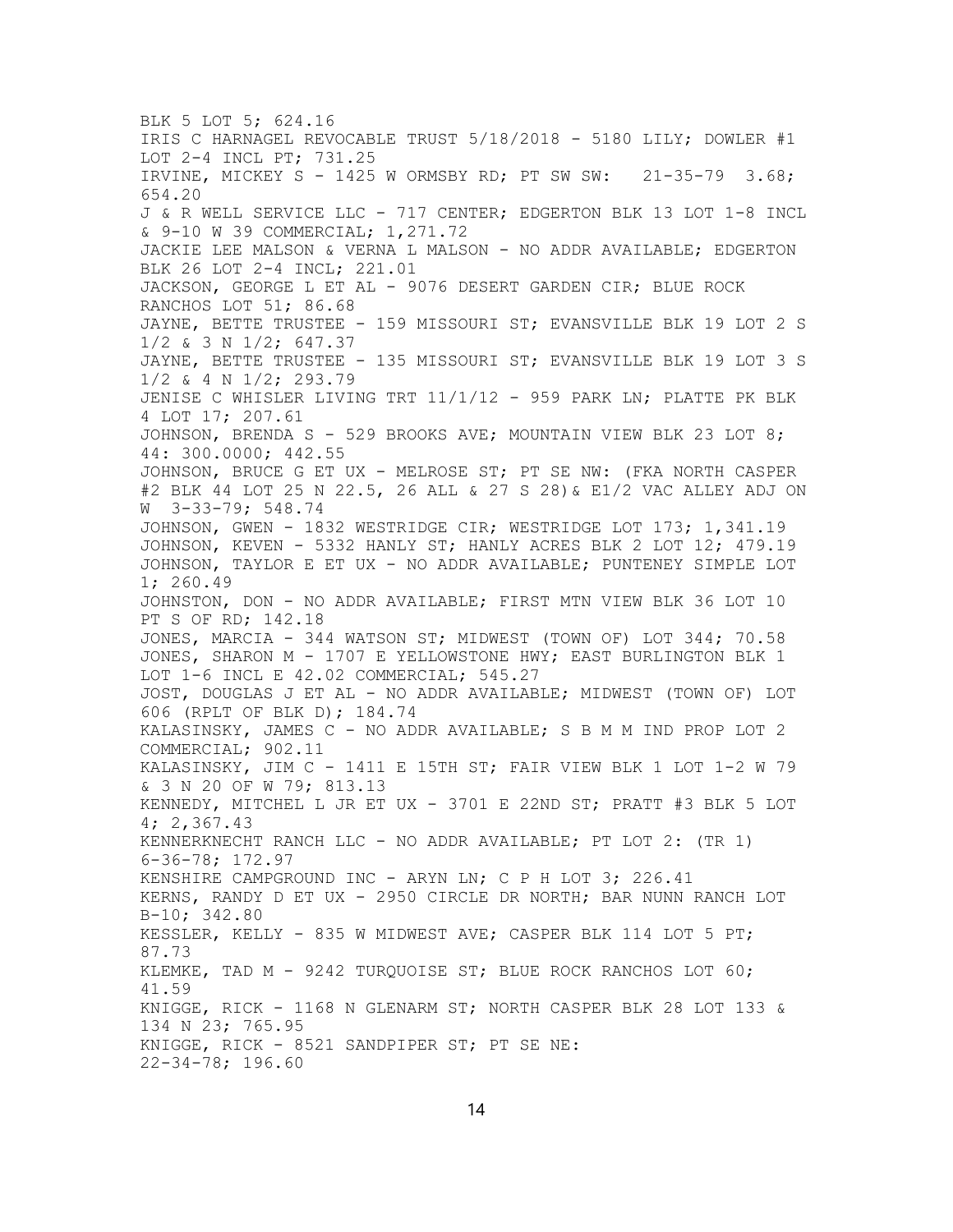BLK 5 LOT 5; 624.16

IRIS C HARNAGEL REVOCABLE TRUST 5/18/2018 - 5180 LILY; DOWLER #1 LOT 2-4 INCL PT; 731.25

IRVINE, MICKEY S - 1425 W ORMSBY RD; PT SW SW: 21-35-79 3.68; 654.20

J & R WELL SERVICE LLC - 717 CENTER; EDGERTON BLK 13 LOT 1-8 INCL & 9-10 W 39 COMMERCIAL; 1,271.72

JACKIE LEE MALSON & VERNA L MALSON - NO ADDR AVAILABLE; EDGERTON BLK 26 LOT 2-4 INCL; 221.01

JACKSON, GEORGE L ET AL - 9076 DESERT GARDEN CIR; BLUE ROCK RANCHOS LOT 51; 86.68

JAYNE, BETTE TRUSTEE - 159 MISSOURI ST; EVANSVILLE BLK 19 LOT 2 S 1/2 & 3 N 1/2; 647.37

JAYNE, BETTE TRUSTEE - 135 MISSOURI ST; EVANSVILLE BLK 19 LOT 3 S 1/2 & 4 N 1/2; 293.79

JENISE C WHISLER LIVING TRT 11/1/12 - 959 PARK LN; PLATTE PK BLK 4 LOT 17; 207.61

JOHNSON, BRENDA S - 529 BROOKS AVE; MOUNTAIN VIEW BLK 23 LOT 8; 44: 300.0000; 442.55

JOHNSON, BRUCE G ET UX - MELROSE ST; PT SE NW: (FKA NORTH CASPER #2 BLK 44 LOT 25 N 22.5, 26 ALL & 27 S 28)& E1/2 VAC ALLEY ADJ ON W 3-33-79; 548.74

JOHNSON, GWEN - 1832 WESTRIDGE CIR; WESTRIDGE LOT 173; 1,341.19

JOHNSON, KEVEN - 5332 HANLY ST; HANLY ACRES BLK 2 LOT 12; 479.19

JOHNSON, TAYLOR E ET UX - NO ADDR AVAILABLE; PUNTENEY SIMPLE LOT 1; 260.49

JOHNSTON, DON - NO ADDR AVAILABLE; FIRST MTN VIEW BLK 36 LOT 10 PT S OF RD; 142.18

JONES, MARCIA - 344 WATSON ST; MIDWEST (TOWN OF) LOT 344; 70.58

JONES, SHARON M - 1707 E YELLOWSTONE HWY; EAST BURLINGTON BLK 1 LOT 1-6 INCL E 42.02 COMMERCIAL; 545.27

JOST, DOUGLAS J ET AL - NO ADDR AVAILABLE; MIDWEST (TOWN OF) LOT 606 (RPLT OF BLK D); 184.74

KALASINSKY, JAMES C - NO ADDR AVAILABLE; S B M M IND PROP LOT 2 COMMERCIAL; 902.11

KALASINSKY, JIM C - 1411 E 15TH ST; FAIR VIEW BLK 1 LOT 1-2 W 79 & 3 N 20 OF W 79; 813.13

KENNEDY, MITCHEL L JR ET UX - 3701 E 22ND ST; PRATT #3 BLK 5 LOT 4; 2,367.43

KENNERKNECHT RANCH LLC - NO ADDR AVAILABLE; PT LOT 2: (TR 1) 6-36-78; 172.97

KENSHIRE CAMPGROUND INC - ARYN LN; C P H LOT 3; 226.41

KERNS, RANDY D ET UX - 2950 CIRCLE DR NORTH; BAR NUNN RANCH LOT B-10; 342.80

KESSLER, KELLY - 835 W MIDWEST AVE; CASPER BLK 114 LOT 5 PT; 87.73

KLEMKE, TAD M - 9242 TURQUOISE ST; BLUE ROCK RANCHOS LOT 60; 41.59

KNIGGE, RICK - 1168 N GLENARM ST; NORTH CASPER BLK 28 LOT 133 & 134 N 23; 765.95

KNIGGE, RICK - 8521 SANDPIPER ST; PT SE NE: 22-34-78; 196.60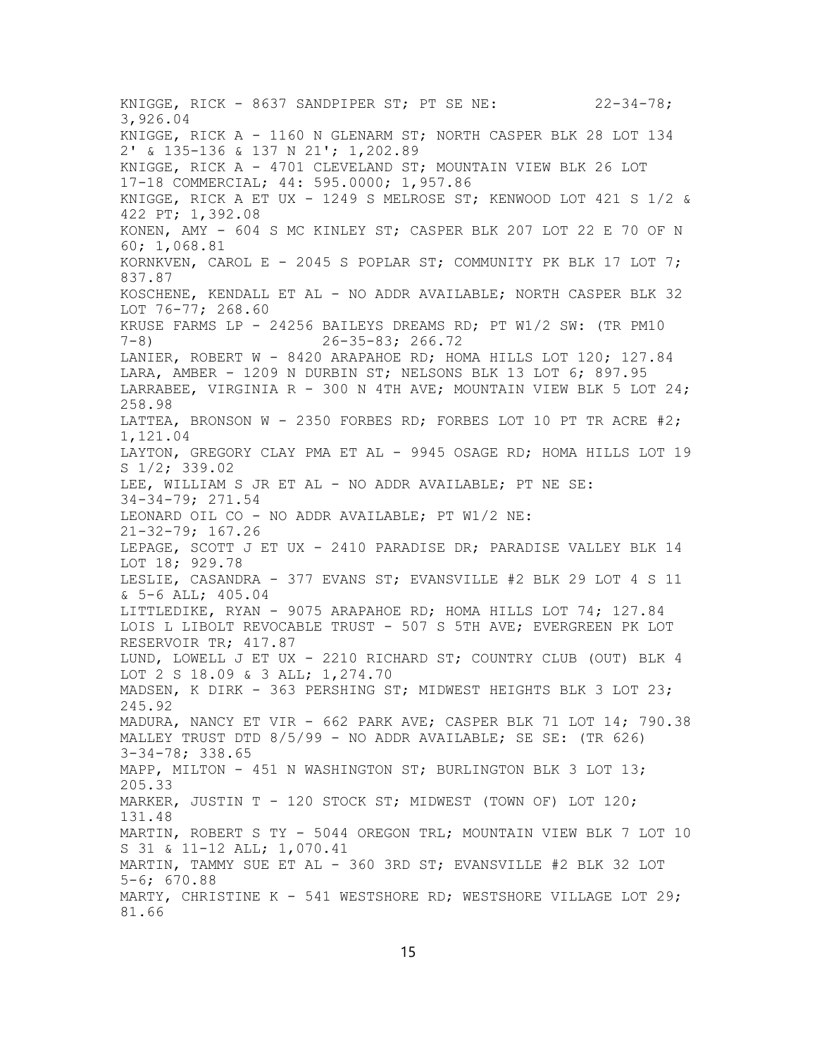KNIGGE, RICK - 8637 SANDPIPER ST; PT SE NE: 22-34-78; 3,926.04

KNIGGE, RICK A - 1160 N GLENARM ST; NORTH CASPER BLK 28 LOT 134 2' & 135-136 & 137 N 21'; 1,202.89

KNIGGE, RICK A - 4701 CLEVELAND ST; MOUNTAIN VIEW BLK 26 LOT 17-18 COMMERCIAL; 44: 595.0000; 1,957.86

KNIGGE, RICK A ET UX - 1249 S MELROSE ST; KENWOOD LOT 421 S 1/2 & 422 PT; 1,392.08

KONEN, AMY - 604 S MC KINLEY ST; CASPER BLK 207 LOT 22 E 70 OF N 60; 1,068.81

KORNKVEN, CAROL E - 2045 S POPLAR ST; COMMUNITY PK BLK 17 LOT 7; 837.87

KOSCHENE, KENDALL ET AL - NO ADDR AVAILABLE; NORTH CASPER BLK 32 LOT 76-77; 268.60

KRUSE FARMS LP - 24256 BAILEYS DREAMS RD; PT W1/2 SW: (TR PM10 7-8) 26-35-83; 266.72

LANIER, ROBERT W - 8420 ARAPAHOE RD; HOMA HILLS LOT 120; 127.84

LARA, AMBER - 1209 N DURBIN ST; NELSONS BLK 13 LOT 6; 897.95

LARRABEE, VIRGINIA R - 300 N 4TH AVE; MOUNTAIN VIEW BLK 5 LOT 24; 258.98

LATTEA, BRONSON W - 2350 FORBES RD; FORBES LOT 10 PT TR ACRE #2; 1,121.04

LAYTON, GREGORY CLAY PMA ET AL - 9945 OSAGE RD; HOMA HILLS LOT 19 S 1/2; 339.02

LEE, WILLIAM S JR ET AL - NO ADDR AVAILABLE; PT NE SE: 34-34-79; 271.54

LEONARD OIL CO - NO ADDR AVAILABLE; PT W1/2 NE: 21-32-79; 167.26

LEPAGE, SCOTT J ET UX - 2410 PARADISE DR; PARADISE VALLEY BLK 14 LOT 18; 929.78

LESLIE, CASANDRA - 377 EVANS ST; EVANSVILLE #2 BLK 29 LOT 4 S 11 & 5-6 ALL; 405.04

LITTLEDIKE, RYAN - 9075 ARAPAHOE RD; HOMA HILLS LOT 74; 127.84

LOIS L LIBOLT REVOCABLE TRUST - 507 S 5TH AVE; EVERGREEN PK LOT RESERVOIR TR; 417.87

LUND, LOWELL J ET UX - 2210 RICHARD ST; COUNTRY CLUB (OUT) BLK 4 LOT 2 S 18.09 & 3 ALL; 1,274.70

MADSEN, K DIRK - 363 PERSHING ST; MIDWEST HEIGHTS BLK 3 LOT 23; 245.92

MADURA, NANCY ET VIR - 662 PARK AVE; CASPER BLK 71 LOT 14; 790.38

MALLEY TRUST DTD 8/5/99 - NO ADDR AVAILABLE; SE SE: (TR 626) 3-34-78; 338.65

MAPP, MILTON - 451 N WASHINGTON ST; BURLINGTON BLK 3 LOT 13; 205.33

MARKER, JUSTIN T - 120 STOCK ST; MIDWEST (TOWN OF) LOT 120; 131.48

MARTIN, ROBERT S TY - 5044 OREGON TRL; MOUNTAIN VIEW BLK 7 LOT 10 S 31 & 11-12 ALL; 1,070.41

MARTIN, TAMMY SUE ET AL - 360 3RD ST; EVANSVILLE #2 BLK 32 LOT 5-6; 670.88

MARTY, CHRISTINE K - 541 WESTSHORE RD; WESTSHORE VILLAGE LOT 29; 81.66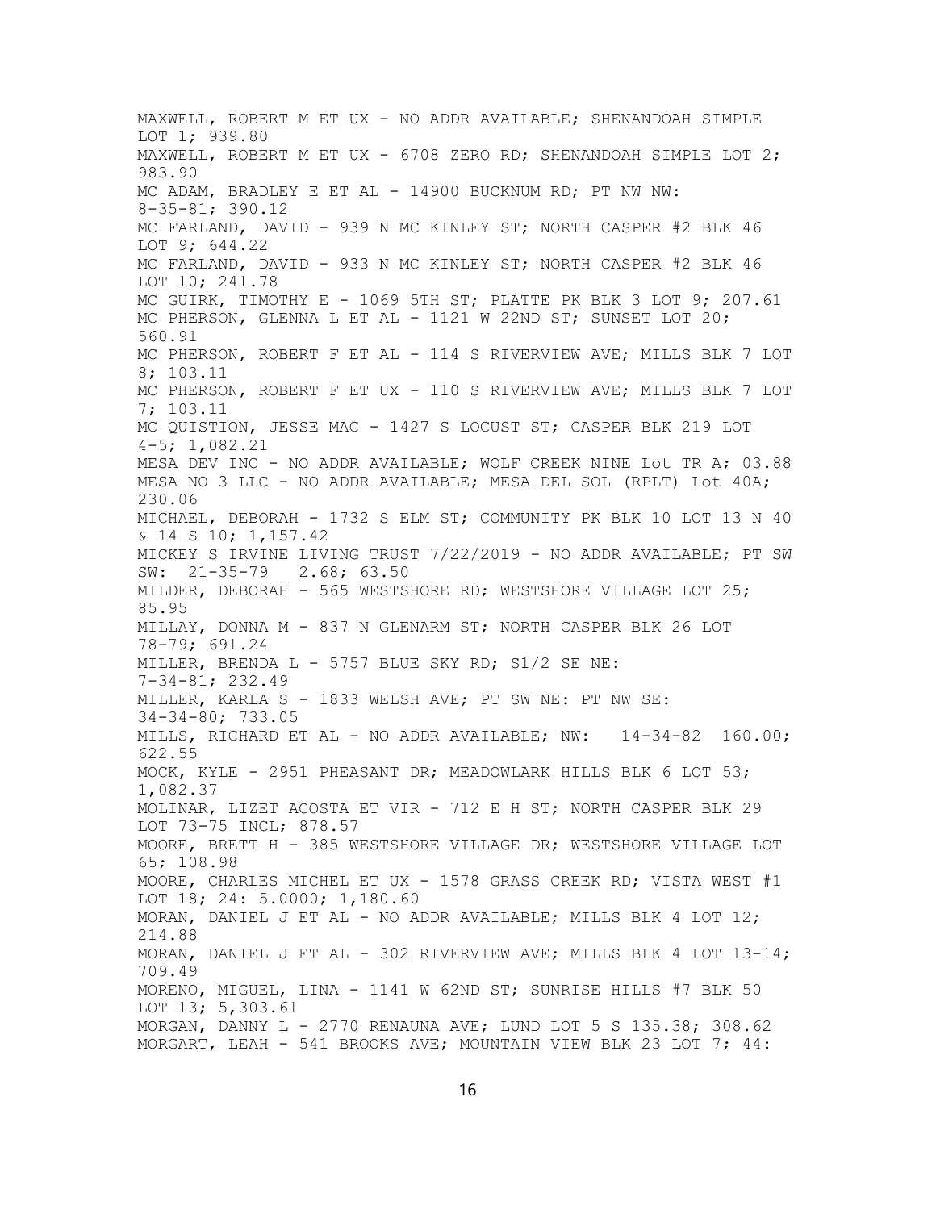MAXWELL, ROBERT M ET UX - NO ADDR AVAILABLE; SHENANDOAH SIMPLE LOT 1; 939.80
MAXWELL, ROBERT M ET UX - 6708 ZERO RD; SHENANDOAH SIMPLE LOT 2; 983.90
MC ADAM, BRADLEY E ET AL - 14900 BUCKNUM RD; PT NW NW: 8-35-81; 390.12
MC FARLAND, DAVID - 939 N MC KINLEY ST; NORTH CASPER #2 BLK 46 LOT 9; 644.22
MC FARLAND, DAVID - 933 N MC KINLEY ST; NORTH CASPER #2 BLK 46 LOT 10; 241.78
MC GUIRK, TIMOTHY E - 1069 5TH ST; PLATTE PK BLK 3 LOT 9; 207.61
MC PHERSON, GLENNA L ET AL - 1121 W 22ND ST; SUNSET LOT 20; 560.91
MC PHERSON, ROBERT F ET AL - 114 S RIVERVIEW AVE; MILLS BLK 7 LOT 8; 103.11
MC PHERSON, ROBERT F ET UX - 110 S RIVERVIEW AVE; MILLS BLK 7 LOT 7; 103.11
MC QUISTION, JESSE MAC - 1427 S LOCUST ST; CASPER BLK 219 LOT 4-5; 1,082.21
MESA DEV INC - NO ADDR AVAILABLE; WOLF CREEK NINE Lot TR A; 03.88
MESA NO 3 LLC - NO ADDR AVAILABLE; MESA DEL SOL (RPLT) Lot 40A; 230.06
MICHAEL, DEBORAH - 1732 S ELM ST; COMMUNITY PK BLK 10 LOT 13 N 40 & 14 S 10; 1,157.42
MICKEY S IRVINE LIVING TRUST 7/22/2019 - NO ADDR AVAILABLE; PT SW SW: 21-35-79 2.68; 63.50
MILDER, DEBORAH - 565 WESTSHORE RD; WESTSHORE VILLAGE LOT 25; 85.95
MILLAY, DONNA M - 837 N GLENARM ST; NORTH CASPER BLK 26 LOT 78-79; 691.24
MILLER, BRENDA L - 5757 BLUE SKY RD; S1/2 SE NE: 7-34-81; 232.49
MILLER, KARLA S - 1833 WELSH AVE; PT SW NE: PT NW SE: 34-34-80; 733.05
MILLS, RICHARD ET AL - NO ADDR AVAILABLE; NW: 14-34-82 160.00; 622.55
MOCK, KYLE - 2951 PHEASANT DR; MEADOWLARK HILLS BLK 6 LOT 53; 1,082.37
MOLINAR, LIZET ACOSTA ET VIR - 712 E H ST; NORTH CASPER BLK 29 LOT 73-75 INCL; 878.57
MOORE, BRETT H - 385 WESTSHORE VILLAGE DR; WESTSHORE VILLAGE LOT 65; 108.98
MOORE, CHARLES MICHEL ET UX - 1578 GRASS CREEK RD; VISTA WEST #1 LOT 18; 24: 5.0000; 1,180.60
MORAN, DANIEL J ET AL - NO ADDR AVAILABLE; MILLS BLK 4 LOT 12; 214.88
MORAN, DANIEL J ET AL - 302 RIVERVIEW AVE; MILLS BLK 4 LOT 13-14; 709.49
MORENO, MIGUEL, LINA - 1141 W 62ND ST; SUNRISE HILLS #7 BLK 50 LOT 13; 5,303.61
MORGAN, DANNY L - 2770 RENAUNA AVE; LUND LOT 5 S 135.38; 308.62
MORGART, LEAH - 541 BROOKS AVE; MOUNTAIN VIEW BLK 23 LOT 7; 44: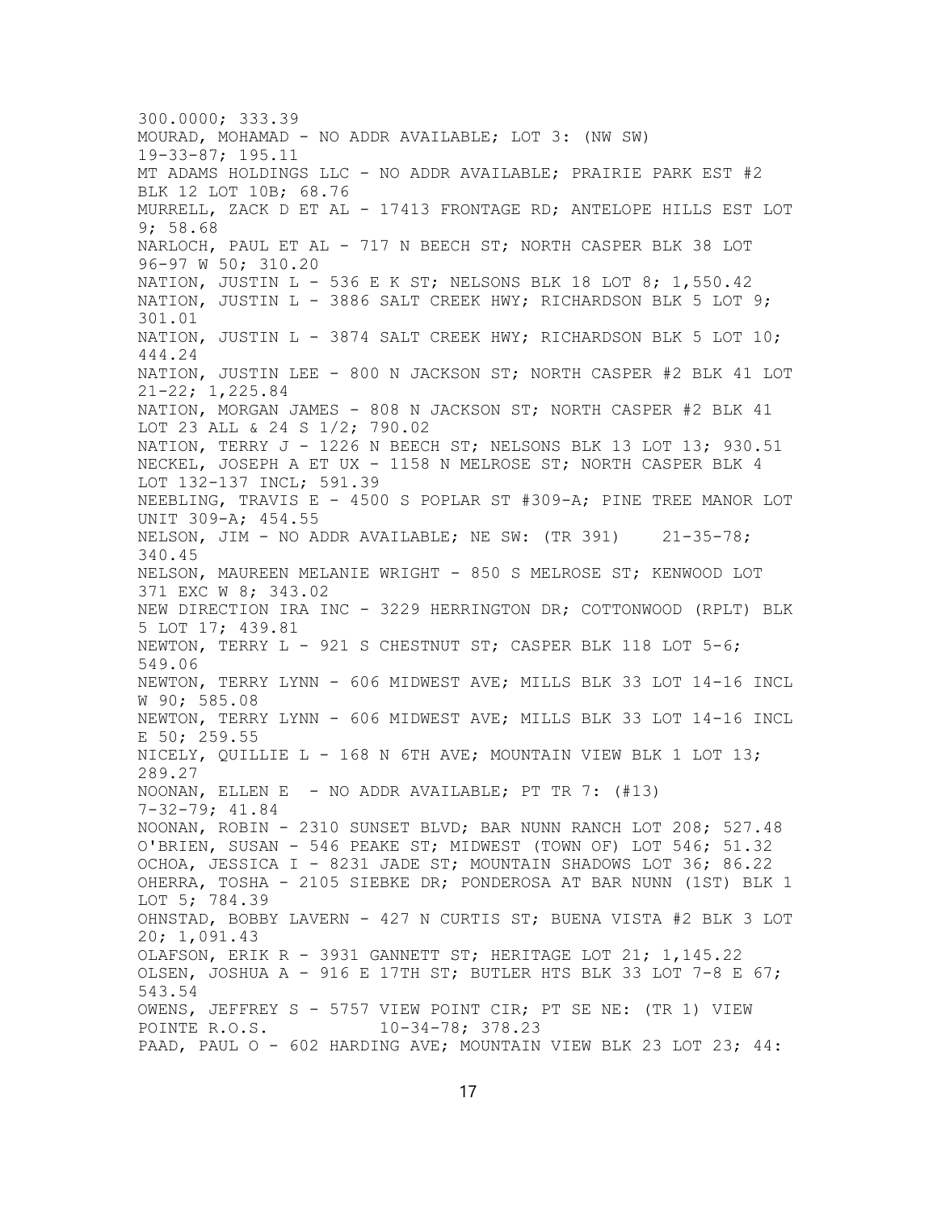300.0000; 333.39
MOURAD, MOHAMAD - NO ADDR AVAILABLE; LOT 3: (NW SW) 19-33-87; 195.11
MT ADAMS HOLDINGS LLC - NO ADDR AVAILABLE; PRAIRIE PARK EST #2 BLK 12 LOT 10B; 68.76
MURRELL, ZACK D ET AL - 17413 FRONTAGE RD; ANTELOPE HILLS EST LOT 9; 58.68
NARLOCH, PAUL ET AL - 717 N BEECH ST; NORTH CASPER BLK 38 LOT 96-97 W 50; 310.20
NATION, JUSTIN L - 536 E K ST; NELSONS BLK 18 LOT 8; 1,550.42
NATION, JUSTIN L - 3886 SALT CREEK HWY; RICHARDSON BLK 5 LOT 9; 301.01
NATION, JUSTIN L - 3874 SALT CREEK HWY; RICHARDSON BLK 5 LOT 10; 444.24
NATION, JUSTIN LEE - 800 N JACKSON ST; NORTH CASPER #2 BLK 41 LOT 21-22; 1,225.84
NATION, MORGAN JAMES - 808 N JACKSON ST; NORTH CASPER #2 BLK 41 LOT 23 ALL & 24 S 1/2; 790.02
NATION, TERRY J - 1226 N BEECH ST; NELSONS BLK 13 LOT 13; 930.51
NECKEL, JOSEPH A ET UX - 1158 N MELROSE ST; NORTH CASPER BLK 4 LOT 132-137 INCL; 591.39
NEEBLING, TRAVIS E - 4500 S POPLAR ST #309-A; PINE TREE MANOR LOT UNIT 309-A; 454.55
NELSON, JIM - NO ADDR AVAILABLE; NE SW: (TR 391) 21-35-78; 340.45
NELSON, MAUREEN MELANIE WRIGHT - 850 S MELROSE ST; KENWOOD LOT 371 EXC W 8; 343.02
NEW DIRECTION IRA INC - 3229 HERRINGTON DR; COTTONWOOD (RPLT) BLK 5 LOT 17; 439.81
NEWTON, TERRY L - 921 S CHESTNUT ST; CASPER BLK 118 LOT 5-6; 549.06
NEWTON, TERRY LYNN - 606 MIDWEST AVE; MILLS BLK 33 LOT 14-16 INCL W 90; 585.08
NEWTON, TERRY LYNN - 606 MIDWEST AVE; MILLS BLK 33 LOT 14-16 INCL E 50; 259.55
NICELY, QUILLIE L - 168 N 6TH AVE; MOUNTAIN VIEW BLK 1 LOT 13; 289.27
NOONAN, ELLEN E - NO ADDR AVAILABLE; PT TR 7: (#13) 7-32-79; 41.84
NOONAN, ROBIN - 2310 SUNSET BLVD; BAR NUNN RANCH LOT 208; 527.48
O'BRIEN, SUSAN - 546 PEAKE ST; MIDWEST (TOWN OF) LOT 546; 51.32
OCHOA, JESSICA I - 8231 JADE ST; MOUNTAIN SHADOWS LOT 36; 86.22
OHERRA, TOSHA - 2105 SIEBKE DR; PONDEROSA AT BAR NUNN (1ST) BLK 1 LOT 5; 784.39
OHNSTAD, BOBBY LAVERN - 427 N CURTIS ST; BUENA VISTA #2 BLK 3 LOT 20; 1,091.43
OLAFSON, ERIK R - 3931 GANNETT ST; HERITAGE LOT 21; 1,145.22
OLSEN, JOSHUA A - 916 E 17TH ST; BUTLER HTS BLK 33 LOT 7-8 E 67; 543.54
OWENS, JEFFREY S - 5757 VIEW POINT CIR; PT SE NE: (TR 1) VIEW POINTE R.O.S. 10-34-78; 378.23
PAAD, PAUL O - 602 HARDING AVE; MOUNTAIN VIEW BLK 23 LOT 23; 44: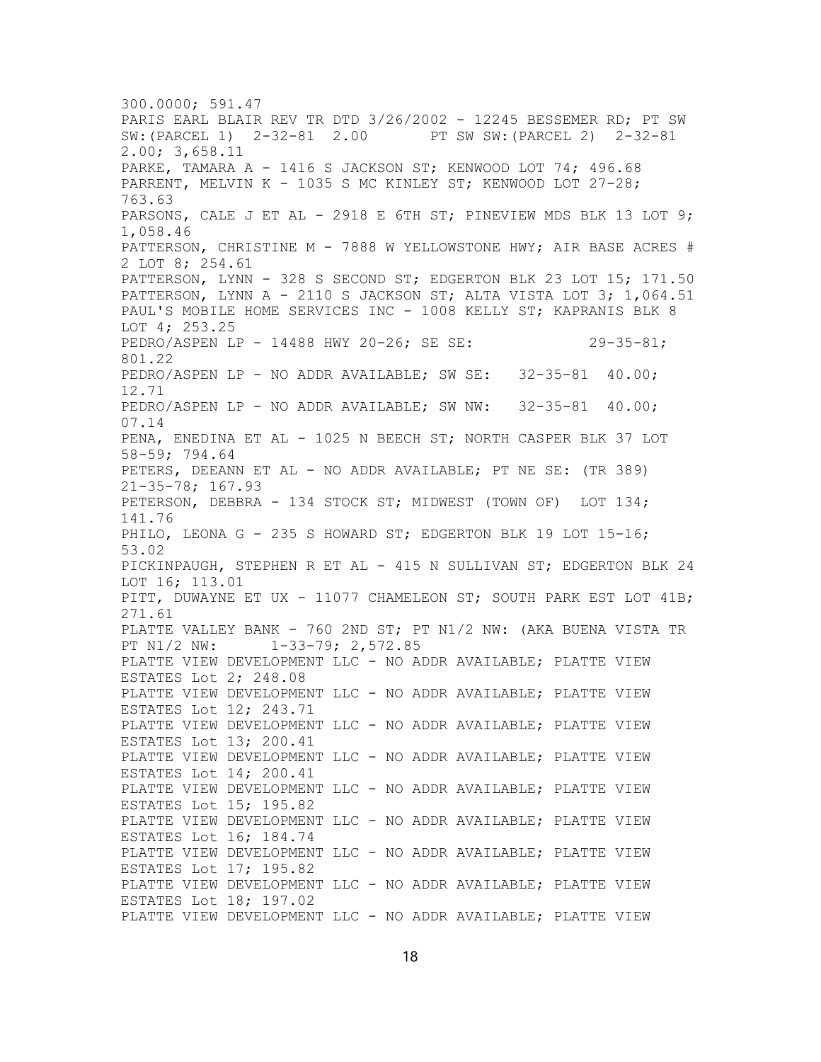300.0000; 591.47

PARIS EARL BLAIR REV TR DTD 3/26/2002 - 12245 BESSEMER RD; PT SW SW:(PARCEL 1) 2-32-81 2.00 PT SW SW:(PARCEL 2) 2-32-81 2.00; 3,658.11

PARKE, TAMARA A - 1416 S JACKSON ST; KENWOOD LOT 74; 496.68

PARRENT, MELVIN K - 1035 S MC KINLEY ST; KENWOOD LOT 27-28; 763.63

PARSONS, CALE J ET AL - 2918 E 6TH ST; PINEVIEW MDS BLK 13 LOT 9; 1,058.46

PATTERSON, CHRISTINE M - 7888 W YELLOWSTONE HWY; AIR BASE ACRES # 2 LOT 8; 254.61

PATTERSON, LYNN - 328 S SECOND ST; EDGERTON BLK 23 LOT 15; 171.50

PATTERSON, LYNN A - 2110 S JACKSON ST; ALTA VISTA LOT 3; 1,064.51

PAUL'S MOBILE HOME SERVICES INC - 1008 KELLY ST; KAPRANIS BLK 8 LOT 4; 253.25

PEDRO/ASPEN LP - 14488 HWY 20-26; SE SE: 29-35-81; 801.22

PEDRO/ASPEN LP - NO ADDR AVAILABLE; SW SE: 32-35-81 40.00; 12.71

PEDRO/ASPEN LP - NO ADDR AVAILABLE; SW NW: 32-35-81 40.00; 07.14

PENA, ENEDINA ET AL - 1025 N BEECH ST; NORTH CASPER BLK 37 LOT 58-59; 794.64

PETERS, DEEANN ET AL - NO ADDR AVAILABLE; PT NE SE: (TR 389) 21-35-78; 167.93

PETERSON, DEBBRA - 134 STOCK ST; MIDWEST (TOWN OF) LOT 134; 141.76

PHILO, LEONA G - 235 S HOWARD ST; EDGERTON BLK 19 LOT 15-16; 53.02

PICKINPAUGH, STEPHEN R ET AL - 415 N SULLIVAN ST; EDGERTON BLK 24 LOT 16; 113.01

PITT, DUWAYNE ET UX - 11077 CHAMELEON ST; SOUTH PARK EST LOT 41B; 271.61

PLATTE VALLEY BANK - 760 2ND ST; PT N1/2 NW: (AKA BUENA VISTA TR PT N1/2 NW: 1-33-79; 2,572.85

PLATTE VIEW DEVELOPMENT LLC - NO ADDR AVAILABLE; PLATTE VIEW ESTATES Lot 2; 248.08

PLATTE VIEW DEVELOPMENT LLC - NO ADDR AVAILABLE; PLATTE VIEW ESTATES Lot 12; 243.71

PLATTE VIEW DEVELOPMENT LLC - NO ADDR AVAILABLE; PLATTE VIEW ESTATES Lot 13; 200.41

PLATTE VIEW DEVELOPMENT LLC - NO ADDR AVAILABLE; PLATTE VIEW ESTATES Lot 14; 200.41

PLATTE VIEW DEVELOPMENT LLC - NO ADDR AVAILABLE; PLATTE VIEW ESTATES Lot 15; 195.82

PLATTE VIEW DEVELOPMENT LLC - NO ADDR AVAILABLE; PLATTE VIEW ESTATES Lot 16; 184.74

PLATTE VIEW DEVELOPMENT LLC - NO ADDR AVAILABLE; PLATTE VIEW ESTATES Lot 17; 195.82

PLATTE VIEW DEVELOPMENT LLC - NO ADDR AVAILABLE; PLATTE VIEW ESTATES Lot 18; 197.02

PLATTE VIEW DEVELOPMENT LLC - NO ADDR AVAILABLE; PLATTE VIEW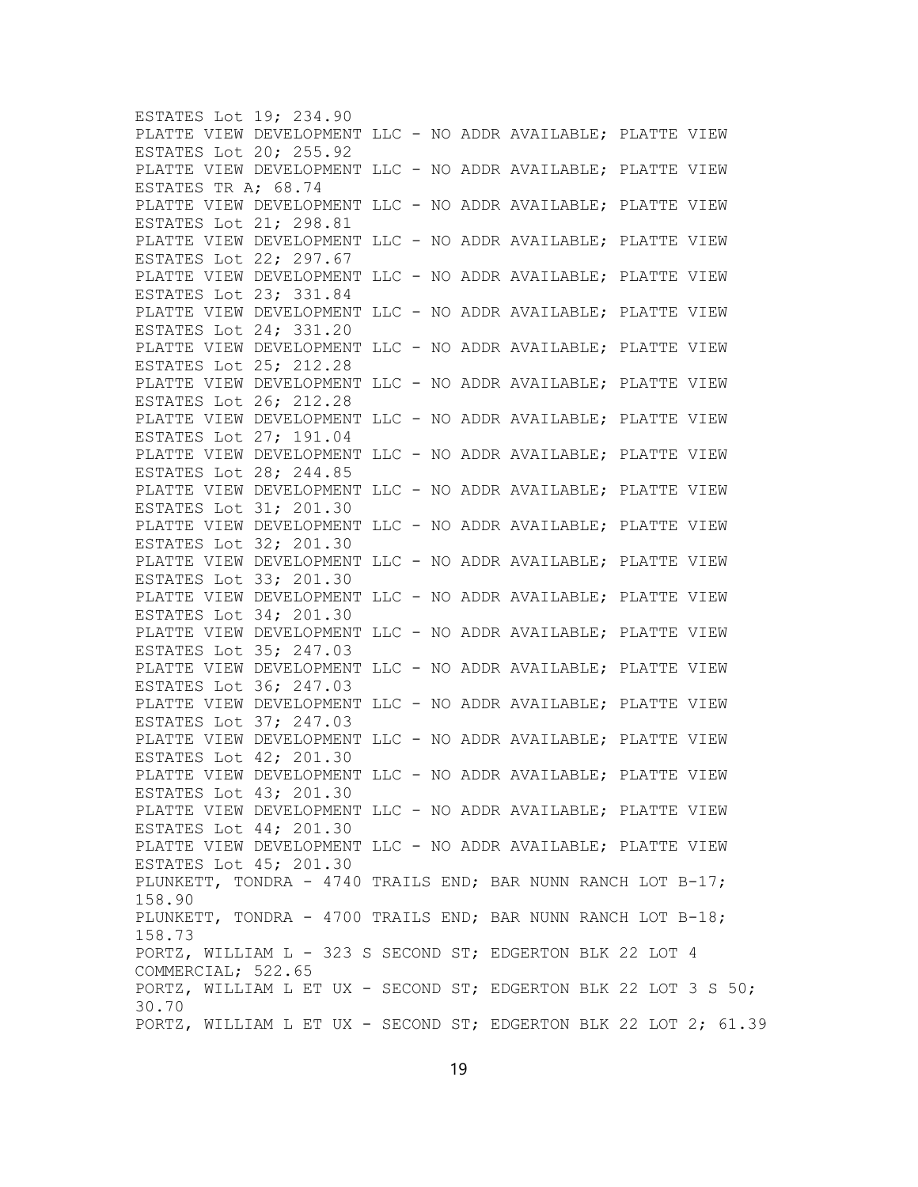ESTATES Lot 19; 234.90
PLATTE VIEW DEVELOPMENT LLC - NO ADDR AVAILABLE; PLATTE VIEW ESTATES Lot 20; 255.92
PLATTE VIEW DEVELOPMENT LLC - NO ADDR AVAILABLE; PLATTE VIEW ESTATES TR A; 68.74
PLATTE VIEW DEVELOPMENT LLC - NO ADDR AVAILABLE; PLATTE VIEW ESTATES Lot 21; 298.81
PLATTE VIEW DEVELOPMENT LLC - NO ADDR AVAILABLE; PLATTE VIEW ESTATES Lot 22; 297.67
PLATTE VIEW DEVELOPMENT LLC - NO ADDR AVAILABLE; PLATTE VIEW ESTATES Lot 23; 331.84
PLATTE VIEW DEVELOPMENT LLC - NO ADDR AVAILABLE; PLATTE VIEW ESTATES Lot 24; 331.20
PLATTE VIEW DEVELOPMENT LLC - NO ADDR AVAILABLE; PLATTE VIEW ESTATES Lot 25; 212.28
PLATTE VIEW DEVELOPMENT LLC - NO ADDR AVAILABLE; PLATTE VIEW ESTATES Lot 26; 212.28
PLATTE VIEW DEVELOPMENT LLC - NO ADDR AVAILABLE; PLATTE VIEW ESTATES Lot 27; 191.04
PLATTE VIEW DEVELOPMENT LLC - NO ADDR AVAILABLE; PLATTE VIEW ESTATES Lot 28; 244.85
PLATTE VIEW DEVELOPMENT LLC - NO ADDR AVAILABLE; PLATTE VIEW ESTATES Lot 31; 201.30
PLATTE VIEW DEVELOPMENT LLC - NO ADDR AVAILABLE; PLATTE VIEW ESTATES Lot 32; 201.30
PLATTE VIEW DEVELOPMENT LLC - NO ADDR AVAILABLE; PLATTE VIEW ESTATES Lot 33; 201.30
PLATTE VIEW DEVELOPMENT LLC - NO ADDR AVAILABLE; PLATTE VIEW ESTATES Lot 34; 201.30
PLATTE VIEW DEVELOPMENT LLC - NO ADDR AVAILABLE; PLATTE VIEW ESTATES Lot 35; 247.03
PLATTE VIEW DEVELOPMENT LLC - NO ADDR AVAILABLE; PLATTE VIEW ESTATES Lot 36; 247.03
PLATTE VIEW DEVELOPMENT LLC - NO ADDR AVAILABLE; PLATTE VIEW ESTATES Lot 37; 247.03
PLATTE VIEW DEVELOPMENT LLC - NO ADDR AVAILABLE; PLATTE VIEW ESTATES Lot 42; 201.30
PLATTE VIEW DEVELOPMENT LLC - NO ADDR AVAILABLE; PLATTE VIEW ESTATES Lot 43; 201.30
PLATTE VIEW DEVELOPMENT LLC - NO ADDR AVAILABLE; PLATTE VIEW ESTATES Lot 44; 201.30
PLATTE VIEW DEVELOPMENT LLC - NO ADDR AVAILABLE; PLATTE VIEW ESTATES Lot 45; 201.30
PLUNKETT, TONDRA - 4740 TRAILS END; BAR NUNN RANCH LOT B-17; 158.90
PLUNKETT, TONDRA - 4700 TRAILS END; BAR NUNN RANCH LOT B-18; 158.73
PORTZ, WILLIAM L - 323 S SECOND ST; EDGERTON BLK 22 LOT 4 COMMERCIAL; 522.65
PORTZ, WILLIAM L ET UX - SECOND ST; EDGERTON BLK 22 LOT 3 S 50; 30.70
PORTZ, WILLIAM L ET UX - SECOND ST; EDGERTON BLK 22 LOT 2; 61.39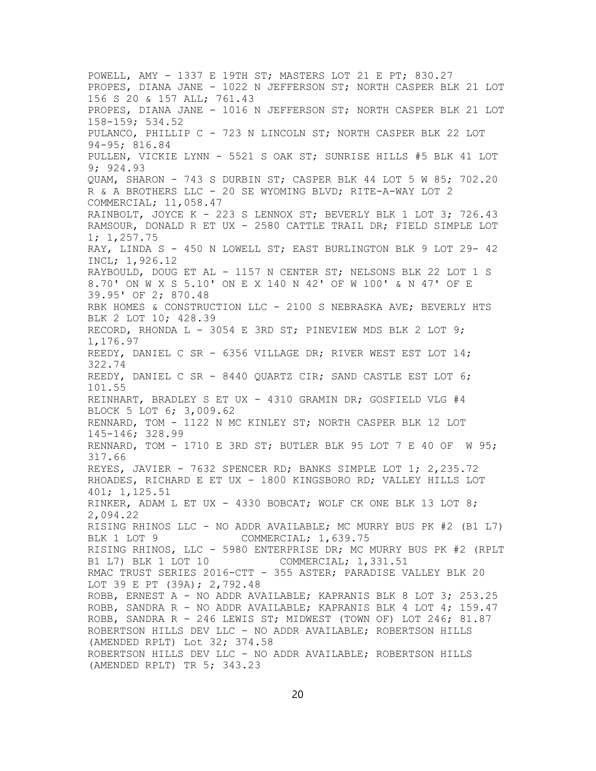POWELL, AMY - 1337 E 19TH ST; MASTERS LOT 21 E PT; 830.27
PROPES, DIANA JANE - 1022 N JEFFERSON ST; NORTH CASPER BLK 21 LOT 156 S 20 & 157 ALL; 761.43
PROPES, DIANA JANE - 1016 N JEFFERSON ST; NORTH CASPER BLK 21 LOT 158-159; 534.52
PULANCO, PHILLIP C - 723 N LINCOLN ST; NORTH CASPER BLK 22 LOT 94-95; 816.84
PULLEN, VICKIE LYNN - 5521 S OAK ST; SUNRISE HILLS #5 BLK 41 LOT 9; 924.93
QUAM, SHARON - 743 S DURBIN ST; CASPER BLK 44 LOT 5 W 85; 702.20
R & A BROTHERS LLC - 20 SE WYOMING BLVD; RITE-A-WAY LOT 2 COMMERCIAL; 11,058.47
RAINBOLT, JOYCE K - 223 S LENNOX ST; BEVERLY BLK 1 LOT 3; 726.43
RAMSOUR, DONALD R ET UX - 2580 CATTLE TRAIL DR; FIELD SIMPLE LOT 1; 1,257.75
RAY, LINDA S - 450 N LOWELL ST; EAST BURLINGTON BLK 9 LOT 29- 42 INCL; 1,926.12
RAYBOULD, DOUG ET AL - 1157 N CENTER ST; NELSONS BLK 22 LOT 1 S 8.70' ON W X S 5.10' ON E X 140 N 42' OF W 100' & N 47' OF E 39.95' OF 2; 870.48
RBK HOMES & CONSTRUCTION LLC - 2100 S NEBRASKA AVE; BEVERLY HTS BLK 2 LOT 10; 428.39
RECORD, RHONDA L - 3054 E 3RD ST; PINEVIEW MDS BLK 2 LOT 9; 1,176.97
REEDY, DANIEL C SR - 6356 VILLAGE DR; RIVER WEST EST LOT 14; 322.74
REEDY, DANIEL C SR - 8440 QUARTZ CIR; SAND CASTLE EST LOT 6; 101.55
REINHART, BRADLEY S ET UX - 4310 GRAMIN DR; GOSFIELD VLG #4 BLOCK 5 LOT 6; 3,009.62
RENNARD, TOM - 1122 N MC KINLEY ST; NORTH CASPER BLK 12 LOT 145-146; 328.99
RENNARD, TOM - 1710 E 3RD ST; BUTLER BLK 95 LOT 7 E 40 OF W 95; 317.66
REYES, JAVIER - 7632 SPENCER RD; BANKS SIMPLE LOT 1; 2,235.72
RHOADES, RICHARD E ET UX - 1800 KINGSBORO RD; VALLEY HILLS LOT 401; 1,125.51
RINKER, ADAM L ET UX - 4330 BOBCAT; WOLF CK ONE BLK 13 LOT 8; 2,094.22
RISING RHINOS LLC - NO ADDR AVAILABLE; MC MURRY BUS PK #2 (B1 L7) BLK 1 LOT 9 COMMERCIAL; 1,639.75
RISING RHINOS, LLC - 5980 ENTERPRISE DR; MC MURRY BUS PK #2 (RPLT B1 L7) BLK 1 LOT 10 COMMERCIAL; 1,331.51
RMAC TRUST SERIES 2016-CTT - 355 ASTER; PARADISE VALLEY BLK 20 LOT 39 E PT (39A); 2,792.48
ROBB, ERNEST A - NO ADDR AVAILABLE; KAPRANIS BLK 8 LOT 3; 253.25
ROBB, SANDRA R - NO ADDR AVAILABLE; KAPRANIS BLK 4 LOT 4; 159.47
ROBB, SANDRA R - 246 LEWIS ST; MIDWEST (TOWN OF) LOT 246; 81.87
ROBERTSON HILLS DEV LLC - NO ADDR AVAILABLE; ROBERTSON HILLS (AMENDED RPLT) Lot 32; 374.58
ROBERTSON HILLS DEV LLC - NO ADDR AVAILABLE; ROBERTSON HILLS (AMENDED RPLT) TR 5; 343.23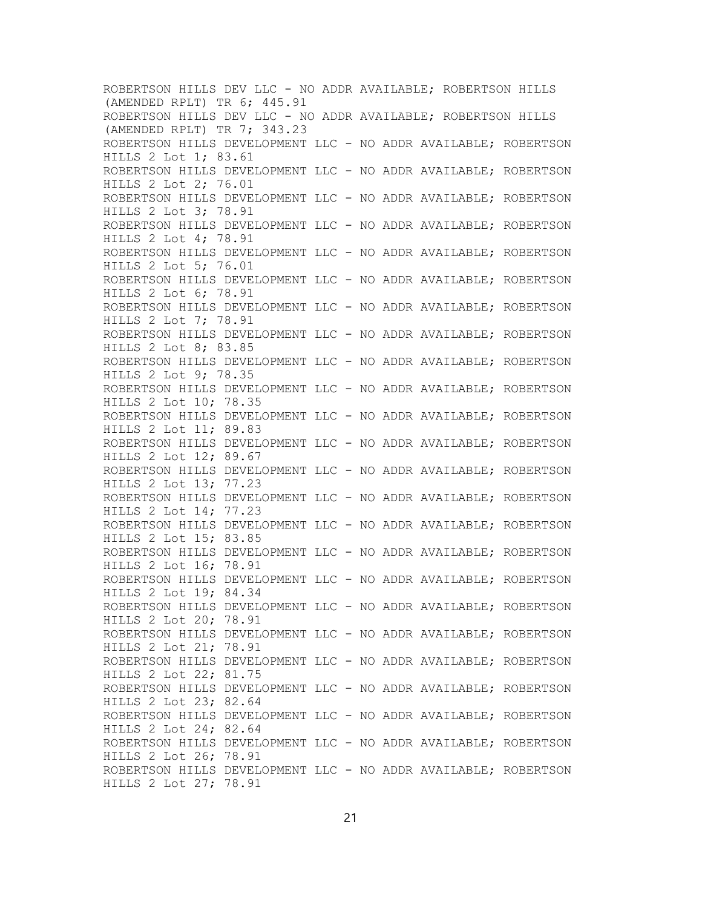ROBERTSON HILLS DEV LLC - NO ADDR AVAILABLE; ROBERTSON HILLS (AMENDED RPLT) TR 6; 445.91
ROBERTSON HILLS DEV LLC - NO ADDR AVAILABLE; ROBERTSON HILLS (AMENDED RPLT) TR 7; 343.23
ROBERTSON HILLS DEVELOPMENT LLC - NO ADDR AVAILABLE; ROBERTSON HILLS 2 Lot 1; 83.61
ROBERTSON HILLS DEVELOPMENT LLC - NO ADDR AVAILABLE; ROBERTSON HILLS 2 Lot 2; 76.01
ROBERTSON HILLS DEVELOPMENT LLC - NO ADDR AVAILABLE; ROBERTSON HILLS 2 Lot 3; 78.91
ROBERTSON HILLS DEVELOPMENT LLC - NO ADDR AVAILABLE; ROBERTSON HILLS 2 Lot 4; 78.91
ROBERTSON HILLS DEVELOPMENT LLC - NO ADDR AVAILABLE; ROBERTSON HILLS 2 Lot 5; 76.01
ROBERTSON HILLS DEVELOPMENT LLC - NO ADDR AVAILABLE; ROBERTSON HILLS 2 Lot 6; 78.91
ROBERTSON HILLS DEVELOPMENT LLC - NO ADDR AVAILABLE; ROBERTSON HILLS 2 Lot 7; 78.91
ROBERTSON HILLS DEVELOPMENT LLC - NO ADDR AVAILABLE; ROBERTSON HILLS 2 Lot 8; 83.85
ROBERTSON HILLS DEVELOPMENT LLC - NO ADDR AVAILABLE; ROBERTSON HILLS 2 Lot 9; 78.35
ROBERTSON HILLS DEVELOPMENT LLC - NO ADDR AVAILABLE; ROBERTSON HILLS 2 Lot 10; 78.35
ROBERTSON HILLS DEVELOPMENT LLC - NO ADDR AVAILABLE; ROBERTSON HILLS 2 Lot 11; 89.83
ROBERTSON HILLS DEVELOPMENT LLC - NO ADDR AVAILABLE; ROBERTSON HILLS 2 Lot 12; 89.67
ROBERTSON HILLS DEVELOPMENT LLC - NO ADDR AVAILABLE; ROBERTSON HILLS 2 Lot 13; 77.23
ROBERTSON HILLS DEVELOPMENT LLC - NO ADDR AVAILABLE; ROBERTSON HILLS 2 Lot 14; 77.23
ROBERTSON HILLS DEVELOPMENT LLC - NO ADDR AVAILABLE; ROBERTSON HILLS 2 Lot 15; 83.85
ROBERTSON HILLS DEVELOPMENT LLC - NO ADDR AVAILABLE; ROBERTSON HILLS 2 Lot 16; 78.91
ROBERTSON HILLS DEVELOPMENT LLC - NO ADDR AVAILABLE; ROBERTSON HILLS 2 Lot 19; 84.34
ROBERTSON HILLS DEVELOPMENT LLC - NO ADDR AVAILABLE; ROBERTSON HILLS 2 Lot 20; 78.91
ROBERTSON HILLS DEVELOPMENT LLC - NO ADDR AVAILABLE; ROBERTSON HILLS 2 Lot 21; 78.91
ROBERTSON HILLS DEVELOPMENT LLC - NO ADDR AVAILABLE; ROBERTSON HILLS 2 Lot 22; 81.75
ROBERTSON HILLS DEVELOPMENT LLC - NO ADDR AVAILABLE; ROBERTSON HILLS 2 Lot 23; 82.64
ROBERTSON HILLS DEVELOPMENT LLC - NO ADDR AVAILABLE; ROBERTSON HILLS 2 Lot 24; 82.64
ROBERTSON HILLS DEVELOPMENT LLC - NO ADDR AVAILABLE; ROBERTSON HILLS 2 Lot 26; 78.91
ROBERTSON HILLS DEVELOPMENT LLC - NO ADDR AVAILABLE; ROBERTSON HILLS 2 Lot 27; 78.91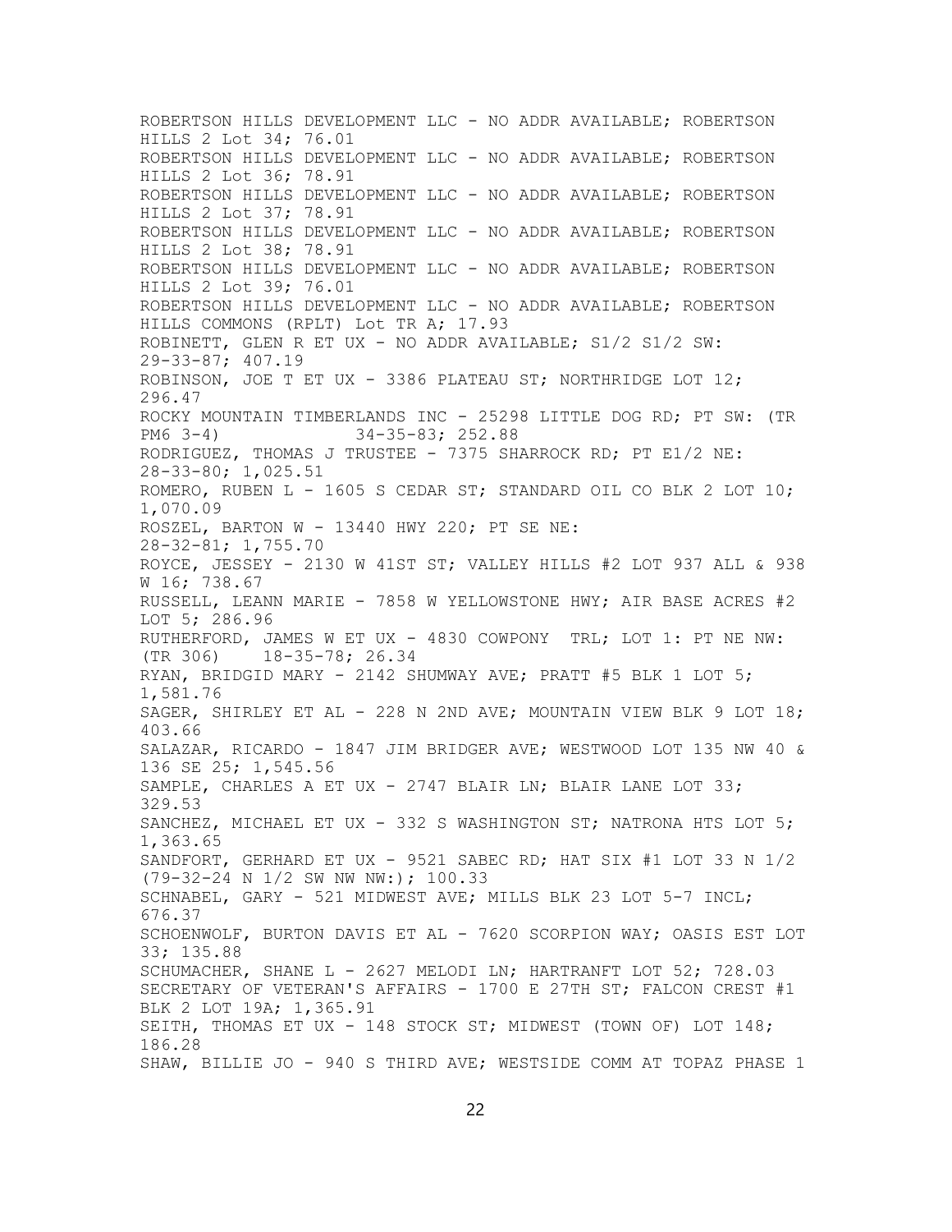ROBERTSON HILLS DEVELOPMENT LLC - NO ADDR AVAILABLE; ROBERTSON HILLS 2 Lot 34; 76.01
ROBERTSON HILLS DEVELOPMENT LLC - NO ADDR AVAILABLE; ROBERTSON HILLS 2 Lot 36; 78.91
ROBERTSON HILLS DEVELOPMENT LLC - NO ADDR AVAILABLE; ROBERTSON HILLS 2 Lot 37; 78.91
ROBERTSON HILLS DEVELOPMENT LLC - NO ADDR AVAILABLE; ROBERTSON HILLS 2 Lot 38; 78.91
ROBERTSON HILLS DEVELOPMENT LLC - NO ADDR AVAILABLE; ROBERTSON HILLS 2 Lot 39; 76.01
ROBERTSON HILLS DEVELOPMENT LLC - NO ADDR AVAILABLE; ROBERTSON HILLS COMMONS (RPLT) Lot TR A; 17.93
ROBINETT, GLEN R ET UX - NO ADDR AVAILABLE; S1/2 S1/2 SW: 29-33-87; 407.19
ROBINSON, JOE T ET UX - 3386 PLATEAU ST; NORTHRIDGE LOT 12; 296.47
ROCKY MOUNTAIN TIMBERLANDS INC - 25298 LITTLE DOG RD; PT SW: (TR PM6 3-4) 34-35-83; 252.88
RODRIGUEZ, THOMAS J TRUSTEE - 7375 SHARROCK RD; PT E1/2 NE: 28-33-80; 1,025.51
ROMERO, RUBEN L - 1605 S CEDAR ST; STANDARD OIL CO BLK 2 LOT 10; 1,070.09
ROSZEL, BARTON W - 13440 HWY 220; PT SE NE: 28-32-81; 1,755.70
ROYCE, JESSEY - 2130 W 41ST ST; VALLEY HILLS #2 LOT 937 ALL & 938 W 16; 738.67
RUSSELL, LEANN MARIE - 7858 W YELLOWSTONE HWY; AIR BASE ACRES #2 LOT 5; 286.96
RUTHERFORD, JAMES W ET UX - 4830 COWPONY TRL; LOT 1: PT NE NW: (TR 306) 18-35-78; 26.34
RYAN, BRIDGID MARY - 2142 SHUMWAY AVE; PRATT #5 BLK 1 LOT 5; 1,581.76
SAGER, SHIRLEY ET AL - 228 N 2ND AVE; MOUNTAIN VIEW BLK 9 LOT 18; 403.66
SALAZAR, RICARDO - 1847 JIM BRIDGER AVE; WESTWOOD LOT 135 NW 40 & 136 SE 25; 1,545.56
SAMPLE, CHARLES A ET UX - 2747 BLAIR LN; BLAIR LANE LOT 33; 329.53
SANCHEZ, MICHAEL ET UX - 332 S WASHINGTON ST; NATRONA HTS LOT 5; 1,363.65
SANDFORT, GERHARD ET UX - 9521 SABEC RD; HAT SIX #1 LOT 33 N 1/2 (79-32-24 N 1/2 SW NW NW:); 100.33
SCHNABEL, GARY - 521 MIDWEST AVE; MILLS BLK 23 LOT 5-7 INCL; 676.37
SCHOENWOLF, BURTON DAVIS ET AL - 7620 SCORPION WAY; OASIS EST LOT 33; 135.88
SCHUMACHER, SHANE L - 2627 MELODI LN; HARTRANFT LOT 52; 728.03
SECRETARY OF VETERAN'S AFFAIRS - 1700 E 27TH ST; FALCON CREST #1 BLK 2 LOT 19A; 1,365.91
SEITH, THOMAS ET UX - 148 STOCK ST; MIDWEST (TOWN OF) LOT 148; 186.28
SHAW, BILLIE JO - 940 S THIRD AVE; WESTSIDE COMM AT TOPAZ PHASE 1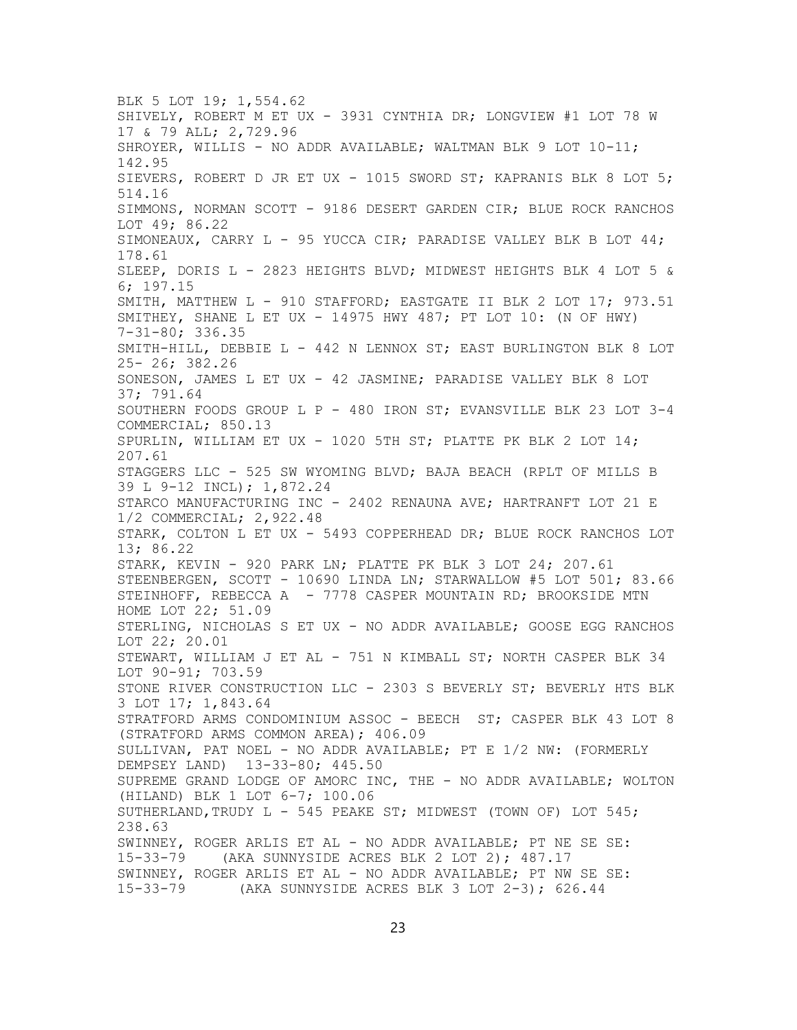BLK 5 LOT 19; 1,554.62
SHIVELY, ROBERT M ET UX - 3931 CYNTHIA DR; LONGVIEW #1 LOT 78 W 17 & 79 ALL; 2,729.96
SHROYER, WILLIS - NO ADDR AVAILABLE; WALTMAN BLK 9 LOT 10-11; 142.95
SIEVERS, ROBERT D JR ET UX - 1015 SWORD ST; KAPRANIS BLK 8 LOT 5; 514.16
SIMMONS, NORMAN SCOTT - 9186 DESERT GARDEN CIR; BLUE ROCK RANCHOS LOT 49; 86.22
SIMONEAUX, CARRY L - 95 YUCCA CIR; PARADISE VALLEY BLK B LOT 44; 178.61
SLEEP, DORIS L - 2823 HEIGHTS BLVD; MIDWEST HEIGHTS BLK 4 LOT 5 & 6; 197.15
SMITH, MATTHEW L - 910 STAFFORD; EASTGATE II BLK 2 LOT 17; 973.51
SMITHEY, SHANE L ET UX - 14975 HWY 487; PT LOT 10: (N OF HWY) 7-31-80; 336.35
SMITH-HILL, DEBBIE L - 442 N LENNOX ST; EAST BURLINGTON BLK 8 LOT 25- 26; 382.26
SONESON, JAMES L ET UX - 42 JASMINE; PARADISE VALLEY BLK 8 LOT 37; 791.64
SOUTHERN FOODS GROUP L P - 480 IRON ST; EVANSVILLE BLK 23 LOT 3-4 COMMERCIAL; 850.13
SPURLIN, WILLIAM ET UX - 1020 5TH ST; PLATTE PK BLK 2 LOT 14; 207.61
STAGGERS LLC - 525 SW WYOMING BLVD; BAJA BEACH (RPLT OF MILLS B 39 L 9-12 INCL); 1,872.24
STARCO MANUFACTURING INC - 2402 RENAUNA AVE; HARTRANFT LOT 21 E 1/2 COMMERCIAL; 2,922.48
STARK, COLTON L ET UX - 5493 COPPERHEAD DR; BLUE ROCK RANCHOS LOT 13; 86.22
STARK, KEVIN - 920 PARK LN; PLATTE PK BLK 3 LOT 24; 207.61
STEENBERGEN, SCOTT - 10690 LINDA LN; STARWALLOW #5 LOT 501; 83.66
STEINHOFF, REBECCA A - 7778 CASPER MOUNTAIN RD; BROOKSIDE MTN HOME LOT 22; 51.09
STERLING, NICHOLAS S ET UX - NO ADDR AVAILABLE; GOOSE EGG RANCHOS LOT 22; 20.01
STEWART, WILLIAM J ET AL - 751 N KIMBALL ST; NORTH CASPER BLK 34 LOT 90-91; 703.59
STONE RIVER CONSTRUCTION LLC - 2303 S BEVERLY ST; BEVERLY HTS BLK 3 LOT 17; 1,843.64
STRATFORD ARMS CONDOMINIUM ASSOC - BEECH ST; CASPER BLK 43 LOT 8 (STRATFORD ARMS COMMON AREA); 406.09
SULLIVAN, PAT NOEL - NO ADDR AVAILABLE; PT E 1/2 NW: (FORMERLY DEMPSEY LAND) 13-33-80; 445.50
SUPREME GRAND LODGE OF AMORC INC, THE - NO ADDR AVAILABLE; WOLTON (HILAND) BLK 1 LOT 6-7; 100.06
SUTHERLAND,TRUDY L - 545 PEAKE ST; MIDWEST (TOWN OF) LOT 545; 238.63
SWINNEY, ROGER ARLIS ET AL - NO ADDR AVAILABLE; PT NE SE SE: 15-33-79 (AKA SUNNYSIDE ACRES BLK 2 LOT 2); 487.17
SWINNEY, ROGER ARLIS ET AL - NO ADDR AVAILABLE; PT NW SE SE: 15-33-79 (AKA SUNNYSIDE ACRES BLK 3 LOT 2-3); 626.44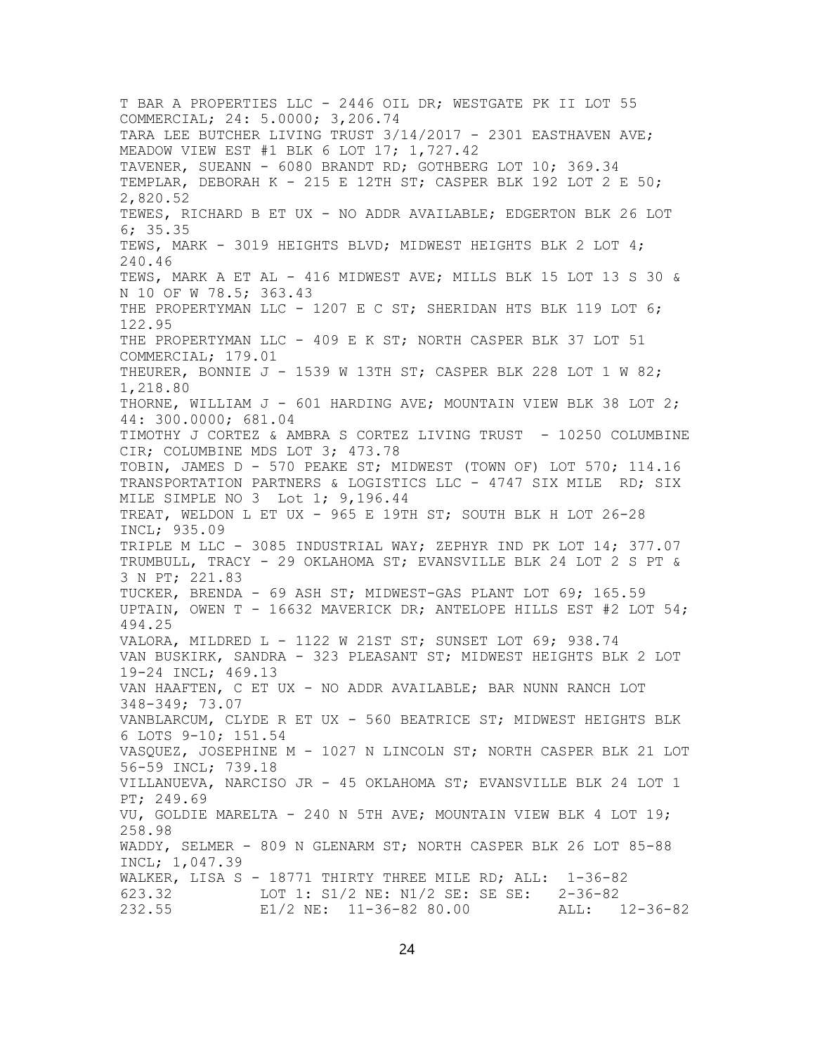T BAR A PROPERTIES LLC - 2446 OIL DR; WESTGATE PK II LOT 55 COMMERCIAL; 24: 5.0000; 3,206.74

TARA LEE BUTCHER LIVING TRUST 3/14/2017 - 2301 EASTHAVEN AVE; MEADOW VIEW EST #1 BLK 6 LOT 17; 1,727.42

TAVENER, SUEANN - 6080 BRANDT RD; GOTHBERG LOT 10; 369.34

TEMPLAR, DEBORAH K - 215 E 12TH ST; CASPER BLK 192 LOT 2 E 50; 2,820.52

TEWES, RICHARD B ET UX - NO ADDR AVAILABLE; EDGERTON BLK 26 LOT 6; 35.35

TEWS, MARK - 3019 HEIGHTS BLVD; MIDWEST HEIGHTS BLK 2 LOT 4; 240.46

TEWS, MARK A ET AL - 416 MIDWEST AVE; MILLS BLK 15 LOT 13 S 30 & N 10 OF W 78.5; 363.43

THE PROPERTYMAN LLC - 1207 E C ST; SHERIDAN HTS BLK 119 LOT 6; 122.95

THE PROPERTYMAN LLC - 409 E K ST; NORTH CASPER BLK 37 LOT 51 COMMERCIAL; 179.01

THEURER, BONNIE J - 1539 W 13TH ST; CASPER BLK 228 LOT 1 W 82; 1,218.80

THORNE, WILLIAM J - 601 HARDING AVE; MOUNTAIN VIEW BLK 38 LOT 2; 44: 300.0000; 681.04

TIMOTHY J CORTEZ & AMBRA S CORTEZ LIVING TRUST - 10250 COLUMBINE CIR; COLUMBINE MDS LOT 3; 473.78

TOBIN, JAMES D - 570 PEAKE ST; MIDWEST (TOWN OF) LOT 570; 114.16

TRANSPORTATION PARTNERS & LOGISTICS LLC - 4747 SIX MILE RD; SIX MILE SIMPLE NO 3 Lot 1; 9,196.44

TREAT, WELDON L ET UX - 965 E 19TH ST; SOUTH BLK H LOT 26-28 INCL; 935.09

TRIPLE M LLC - 3085 INDUSTRIAL WAY; ZEPHYR IND PK LOT 14; 377.07

TRUMBULL, TRACY - 29 OKLAHOMA ST; EVANSVILLE BLK 24 LOT 2 S PT & 3 N PT; 221.83

TUCKER, BRENDA - 69 ASH ST; MIDWEST-GAS PLANT LOT 69; 165.59

UPTAIN, OWEN T - 16632 MAVERICK DR; ANTELOPE HILLS EST #2 LOT 54; 494.25

VALORA, MILDRED L - 1122 W 21ST ST; SUNSET LOT 69; 938.74

VAN BUSKIRK, SANDRA - 323 PLEASANT ST; MIDWEST HEIGHTS BLK 2 LOT 19-24 INCL; 469.13

VAN HAAFTEN, C ET UX - NO ADDR AVAILABLE; BAR NUNN RANCH LOT 348-349; 73.07

VANBLARCUM, CLYDE R ET UX - 560 BEATRICE ST; MIDWEST HEIGHTS BLK 6 LOTS 9-10; 151.54

VASQUEZ, JOSEPHINE M - 1027 N LINCOLN ST; NORTH CASPER BLK 21 LOT 56-59 INCL; 739.18

VILLANUEVA, NARCISO JR - 45 OKLAHOMA ST; EVANSVILLE BLK 24 LOT 1 PT; 249.69

VU, GOLDIE MARELTA - 240 N 5TH AVE; MOUNTAIN VIEW BLK 4 LOT 19; 258.98

WADDY, SELMER - 809 N GLENARM ST; NORTH CASPER BLK 26 LOT 85-88 INCL; 1,047.39

WALKER, LISA S - 18771 THIRTY THREE MILE RD; ALL: 1-36-82 623.32 LOT 1: S1/2 NE: N1/2 SE: SE SE: 2-36-82 232.55 E1/2 NE: 11-36-82 80.00 ALL: 12-36-82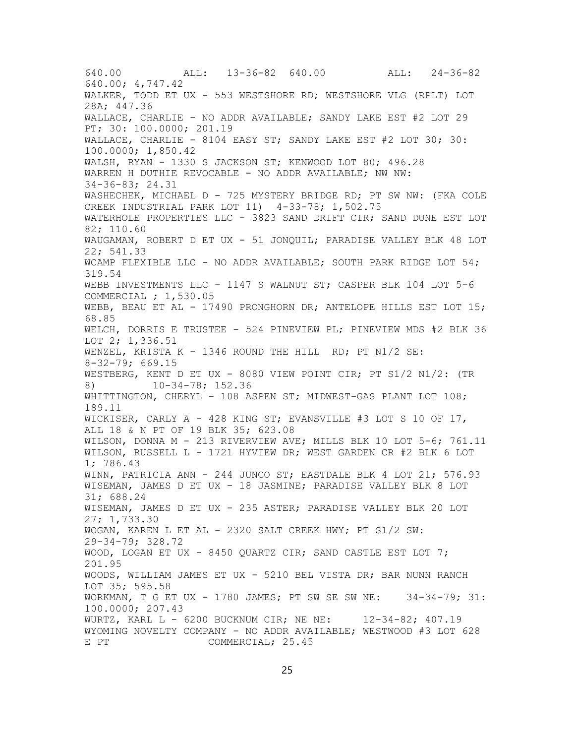640.00 ALL: 13-36-82 640.00 ALL: 24-36-82 640.00; 4,747.42

WALKER, TODD ET UX - 553 WESTSHORE RD; WESTSHORE VLG (RPLT) LOT 28A; 447.36

WALLACE, CHARLIE - NO ADDR AVAILABLE; SANDY LAKE EST #2 LOT 29 PT; 30: 100.0000; 201.19

WALLACE, CHARLIE - 8104 EASY ST; SANDY LAKE EST #2 LOT 30; 30: 100.0000; 1,850.42

WALSH, RYAN - 1330 S JACKSON ST; KENWOOD LOT 80; 496.28

WARREN H DUTHIE REVOCABLE - NO ADDR AVAILABLE; NW NW: 34-36-83; 24.31

WASHECHEK, MICHAEL D - 725 MYSTERY BRIDGE RD; PT SW NW: (FKA COLE CREEK INDUSTRIAL PARK LOT 11) 4-33-78; 1,502.75

WATERHOLE PROPERTIES LLC - 3823 SAND DRIFT CIR; SAND DUNE EST LOT 82; 110.60

WAUGAMAN, ROBERT D ET UX - 51 JONQUIL; PARADISE VALLEY BLK 48 LOT 22; 541.33

WCAMP FLEXIBLE LLC - NO ADDR AVAILABLE; SOUTH PARK RIDGE LOT 54; 319.54

WEBB INVESTMENTS LLC - 1147 S WALNUT ST; CASPER BLK 104 LOT 5-6 COMMERCIAL ; 1,530.05

WEBB, BEAU ET AL - 17490 PRONGHORN DR; ANTELOPE HILLS EST LOT 15; 68.85

WELCH, DORRIS E TRUSTEE - 524 PINEVIEW PL; PINEVIEW MDS #2 BLK 36 LOT 2; 1,336.51

WENZEL, KRISTA K - 1346 ROUND THE HILL RD; PT N1/2 SE: 8-32-79; 669.15

WESTBERG, KENT D ET UX - 8080 VIEW POINT CIR; PT S1/2 N1/2: (TR 8) 10-34-78; 152.36

WHITTINGTON, CHERYL - 108 ASPEN ST; MIDWEST-GAS PLANT LOT 108; 189.11

WICKISER, CARLY A - 428 KING ST; EVANSVILLE #3 LOT S 10 OF 17, ALL 18 & N PT OF 19 BLK 35; 623.08

WILSON, DONNA M - 213 RIVERVIEW AVE; MILLS BLK 10 LOT 5-6; 761.11

WILSON, RUSSELL L - 1721 HYVIEW DR; WEST GARDEN CR #2 BLK 6 LOT 1; 786.43

WINN, PATRICIA ANN - 244 JUNCO ST; EASTDALE BLK 4 LOT 21; 576.93

WISEMAN, JAMES D ET UX - 18 JASMINE; PARADISE VALLEY BLK 8 LOT 31; 688.24

WISEMAN, JAMES D ET UX - 235 ASTER; PARADISE VALLEY BLK 20 LOT 27; 1,733.30

WOGAN, KAREN L ET AL - 2320 SALT CREEK HWY; PT S1/2 SW: 29-34-79; 328.72

WOOD, LOGAN ET UX - 8450 QUARTZ CIR; SAND CASTLE EST LOT 7; 201.95

WOODS, WILLIAM JAMES ET UX - 5210 BEL VISTA DR; BAR NUNN RANCH LOT 35; 595.58

WORKMAN, T G ET UX - 1780 JAMES; PT SW SE SW NE: 34-34-79; 31: 100.0000; 207.43

WURTZ, KARL L - 6200 BUCKNUM CIR; NE NE: 12-34-82; 407.19

WYOMING NOVELTY COMPANY - NO ADDR AVAILABLE; WESTWOOD #3 LOT 628 E PT COMMERCIAL; 25.45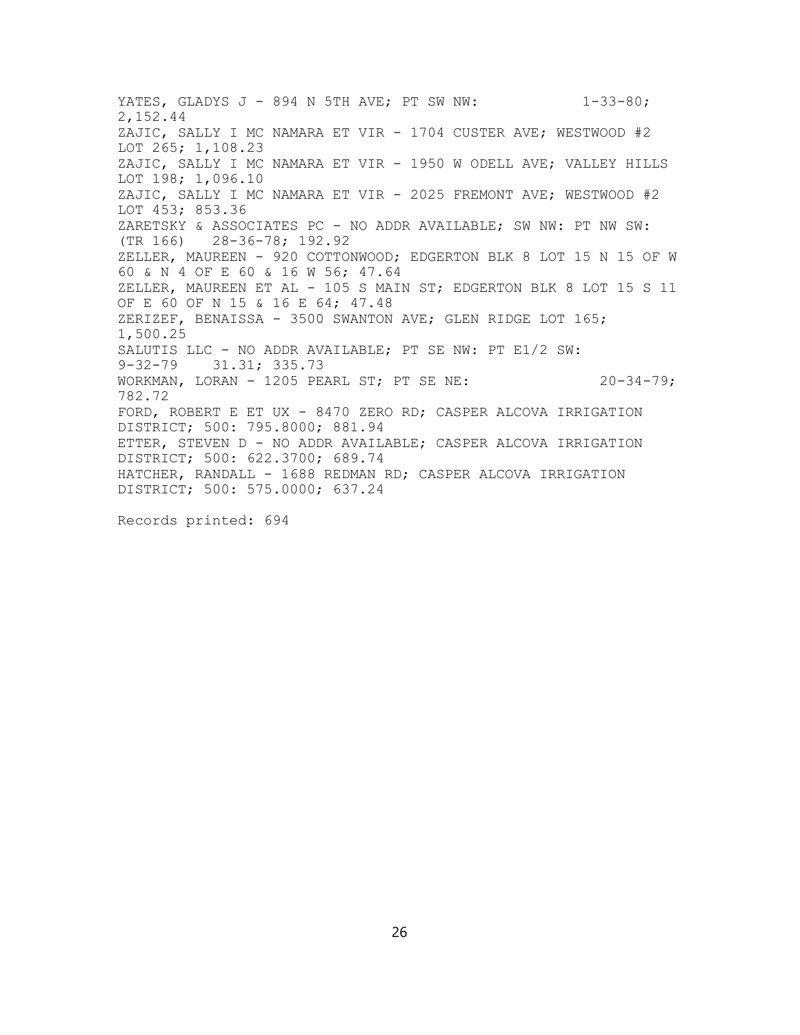YATES, GLADYS J - 894 N 5TH AVE; PT SW NW: 1-33-80; 2,152.44

ZAJIC, SALLY I MC NAMARA ET VIR - 1704 CUSTER AVE; WESTWOOD #2 LOT 265; 1,108.23

ZAJIC, SALLY I MC NAMARA ET VIR - 1950 W ODELL AVE; VALLEY HILLS LOT 198; 1,096.10

ZAJIC, SALLY I MC NAMARA ET VIR - 2025 FREMONT AVE; WESTWOOD #2 LOT 453; 853.36

ZARETSKY & ASSOCIATES PC - NO ADDR AVAILABLE; SW NW: PT NW SW: (TR 166) 28-36-78; 192.92

ZELLER, MAUREEN - 920 COTTONWOOD; EDGERTON BLK 8 LOT 15 N 15 OF W 60 & N 4 OF E 60 & 16 W 56; 47.64

ZELLER, MAUREEN ET AL - 105 S MAIN ST; EDGERTON BLK 8 LOT 15 S 11 OF E 60 OF N 15 & 16 E 64; 47.48

ZERIZEF, BENAISSA - 3500 SWANTON AVE; GLEN RIDGE LOT 165; 1,500.25

SALUTIS LLC - NO ADDR AVAILABLE; PT SE NW: PT E1/2 SW: 9-32-79 31.31; 335.73

WORKMAN, LORAN - 1205 PEARL ST; PT SE NE: 20-34-79; 782.72

FORD, ROBERT E ET UX - 8470 ZERO RD; CASPER ALCOVA IRRIGATION DISTRICT; 500: 795.8000; 881.94

ETTER, STEVEN D - NO ADDR AVAILABLE; CASPER ALCOVA IRRIGATION DISTRICT; 500: 622.3700; 689.74

HATCHER, RANDALL - 1688 REDMAN RD; CASPER ALCOVA IRRIGATION DISTRICT; 500: 575.0000; 637.24

Records printed: 694